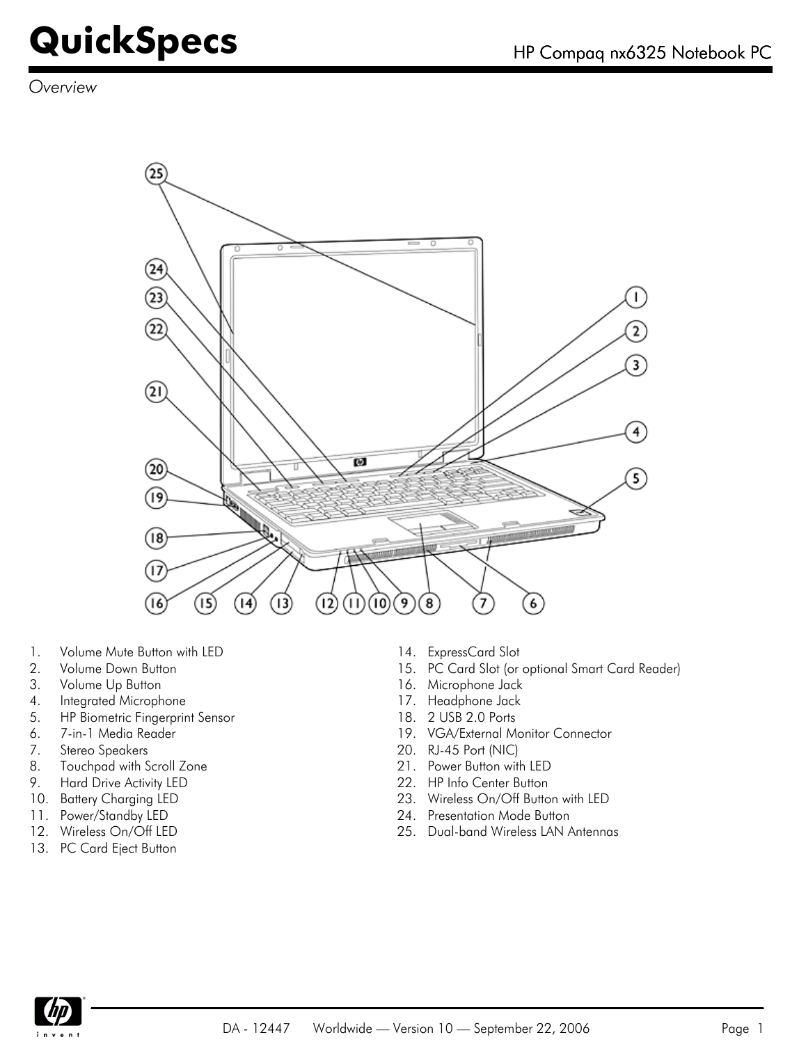# QuickSpecs

HP Compaq nx6325 Notebook PC

*Overview*

1. Volume Mute Button with LED
2. Volume Down Button
3. Volume Up Button
4. Integrated Microphone
5. HP Biometric Fingerprint Sensor
6. 7-in-1 Media Reader
7. Stereo Speakers
8. Touchpad with Scroll Zone
9. Hard Drive Activity LED
10. Battery Charging LED
11. Power/Standby LED
12. Wireless On/Off LED
13. PC Card Eject Button
14. ExpressCard Slot
15. PC Card Slot (or optional Smart Card Reader)
16. Microphone Jack
17. Headphone Jack
18. 2 USB 2.0 Ports
19. VGA/External Monitor Connector
20. RJ-45 Port (NIC)
21. Power Button with LED
22. HP Info Center Button
23. Wireless On/Off Button with LED
24. Presentation Mode Button
25. Dual-band Wireless LAN Antennas

DA - 12447 Worldwide — Version 10 — September 22, 2006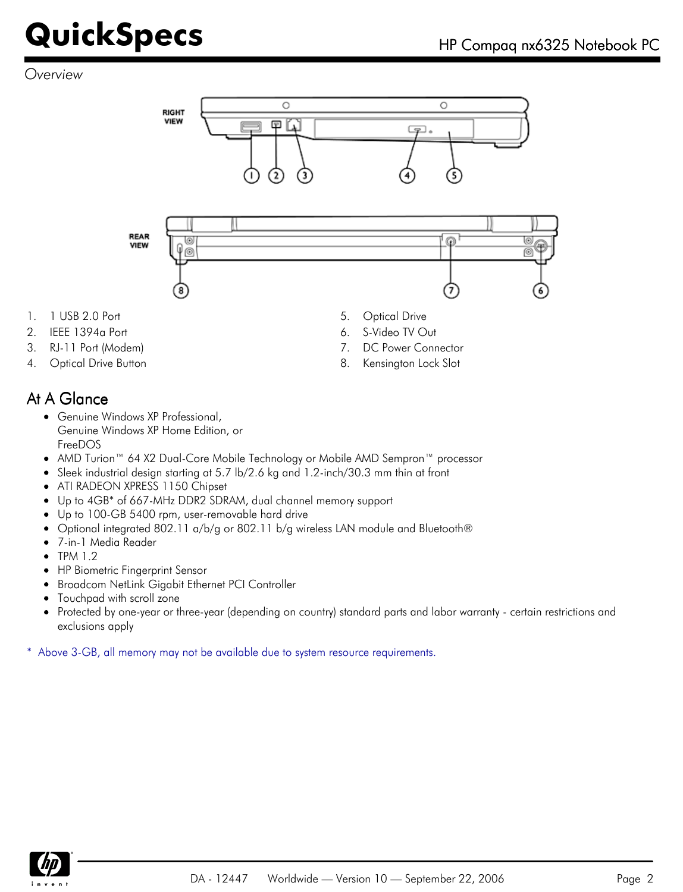## Overview

RIGHT VIEW

REAR VIEW

1. 1 USB 2.0 Port
2. IEEE 1394a Port
3. RJ-11 Port (Modem)
4. Optical Drive Button
5. Optical Drive
6. S-Video TV Out
7. DC Power Connector
8. Kensington Lock Slot

## At A Glance

- Genuine Windows XP Professional,
  Genuine Windows XP Home Edition, or
  FreeDOS
- AMD Turion™ 64 X2 Dual-Core Mobile Technology or Mobile AMD Sempron™ processor
- Sleek industrial design starting at 5.7 lb/2.6 kg and 1.2-inch/30.3 mm thin at front
- ATI RADEON XPRESS 1150 Chipset
- Up to 4GB* of 667-MHz DDR2 SDRAM, dual channel memory support
- Up to 100-GB 5400 rpm, user-removable hard drive
- Optional integrated 802.11 a/b/g or 802.11 b/g wireless LAN module and Bluetooth®
- 7-in-1 Media Reader
- TPM 1.2
- HP Biometric Fingerprint Sensor
- Broadcom NetLink Gigabit Ethernet PCI Controller
- Touchpad with scroll zone
- Protected by one-year or three-year (depending on country) standard parts and labor warranty - certain restrictions and exclusions apply

* Above 3-GB, all memory may not be available due to system resource requirements.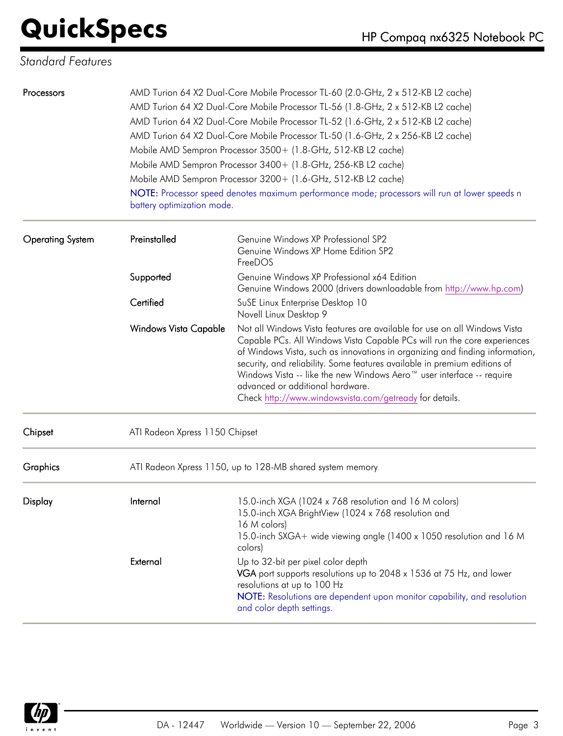## Standard Features

| | | |
|---|---|---|
| **Processors** | AMD Turion 64 X2 Dual-Core Mobile Processor TL-60 (2.0-GHz, 2 x 512-KB L2 cache)<br>AMD Turion 64 X2 Dual-Core Mobile Processor TL-56 (1.8-GHz, 2 x 512-KB L2 cache)<br>AMD Turion 64 X2 Dual-Core Mobile Processor TL-52 (1.6-GHz, 2 x 512-KB L2 cache)<br>AMD Turion 64 X2 Dual-Core Mobile Processor TL-50 (1.6-GHz, 2 x 256-KB L2 cache)<br>Mobile AMD Sempron Processor 3500+ (1.8-GHz, 512-KB L2 cache)<br>Mobile AMD Sempron Processor 3400+ (1.8-GHz, 256-KB L2 cache)<br>Mobile AMD Sempron Processor 3200+ (1.6-GHz, 512-KB L2 cache)<br>NOTE: Processor speed denotes maximum performance mode; processors will run at lower speeds n battery optimization mode. | |
| **Operating System** | Preinstalled | Genuine Windows XP Professional SP2<br>Genuine Windows XP Home Edition SP2<br>FreeDOS |
| | Supported | Genuine Windows XP Professional x64 Edition<br>Genuine Windows 2000 (drivers downloadable from http://www.hp.com) |
| | Certified | SuSE Linux Enterprise Desktop 10<br>Novell Linux Desktop 9 |
| | Windows Vista Capable | Not all Windows Vista features are available for use on all Windows Vista Capable PCs. All Windows Vista Capable PCs will run the core experiences of Windows Vista, such as innovations in organizing and finding information, security, and reliability. Some features available in premium editions of Windows Vista -- like the new Windows Aero™ user interface -- require advanced or additional hardware.<br>Check http://www.windowsvista.com/getready for details. |
| **Chipset** | ATI Radeon Xpress 1150 Chipset | |
| **Graphics** | ATI Radeon Xpress 1150, up to 128-MB shared system memory | |
| **Display** | Internal | 15.0-inch XGA (1024 x 768 resolution and 16 M colors)<br>15.0-inch XGA BrightView (1024 x 768 resolution and 16 M colors)<br>15.0-inch SXGA+ wide viewing angle (1400 x 1050 resolution and 16 M colors) |
| | External | Up to 32-bit per pixel color depth<br>VGA port supports resolutions up to 2048 x 1536 at 75 Hz, and lower resolutions at up to 100 Hz<br>NOTE: Resolutions are dependent upon monitor capability, and resolution and color depth settings. |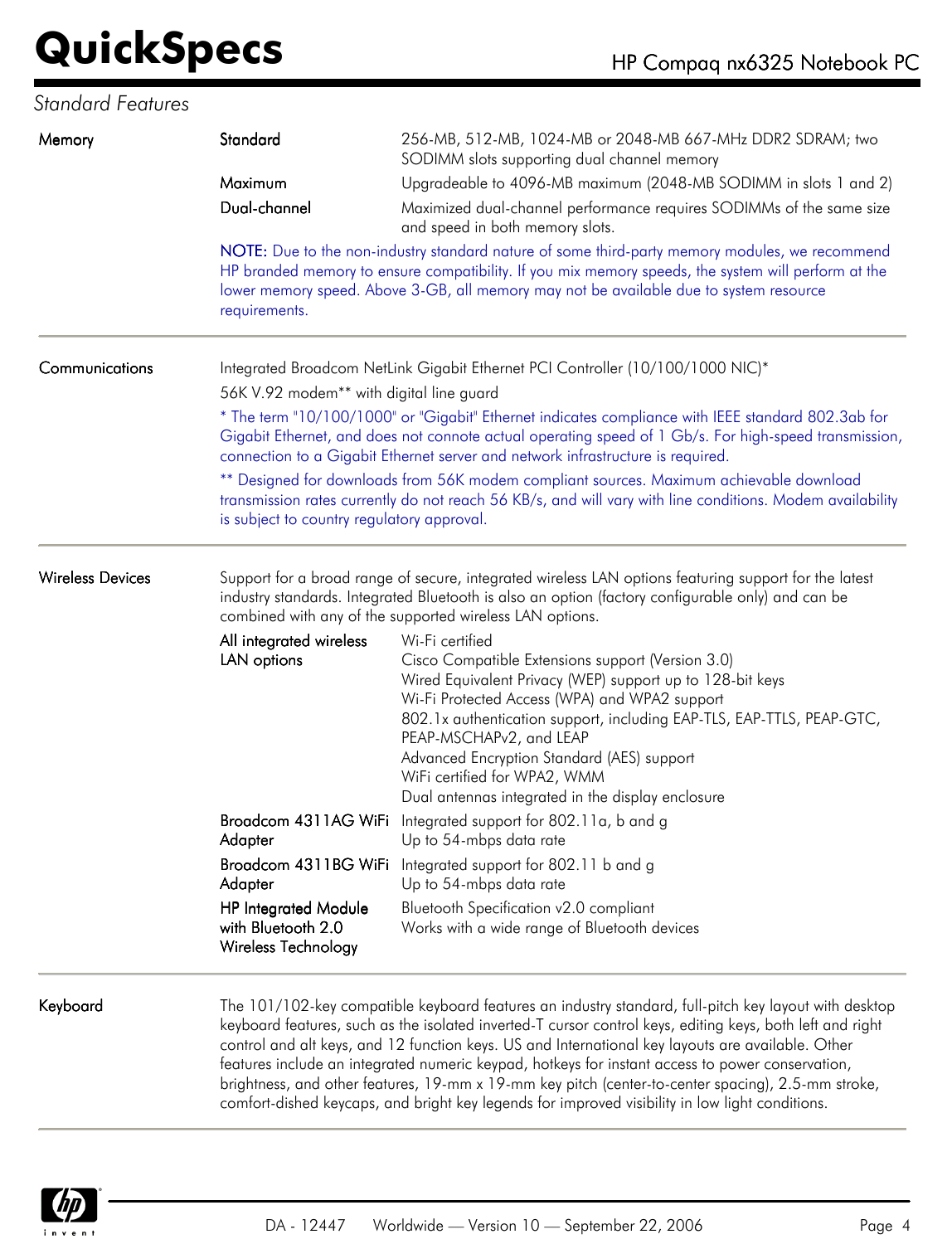*Standard Features*

| | | |
|---|---|---|
| **Memory** | Standard | 256-MB, 512-MB, 1024-MB or 2048-MB 667-MHz DDR2 SDRAM; two SODIMM slots supporting dual channel memory |
| | Maximum | Upgradeable to 4096-MB maximum (2048-MB SODIMM in slots 1 and 2) |
| | Dual-channel | Maximized dual-channel performance requires SODIMMs of the same size and speed in both memory slots. |

NOTE: Due to the non-industry standard nature of some third-party memory modules, we recommend HP branded memory to ensure compatibility. If you mix memory speeds, the system will perform at the lower memory speed. Above 3-GB, all memory may not be available due to system resource requirements.

**Communications**

Integrated Broadcom NetLink Gigabit Ethernet PCI Controller (10/100/1000 NIC)*

56K V.92 modem** with digital line guard

* The term "10/100/1000" or "Gigabit" Ethernet indicates compliance with IEEE standard 802.3ab for Gigabit Ethernet, and does not connote actual operating speed of 1 Gb/s. For high-speed transmission, connection to a Gigabit Ethernet server and network infrastructure is required.

** Designed for downloads from 56K modem compliant sources. Maximum achievable download transmission rates currently do not reach 56 KB/s, and will vary with line conditions. Modem availability is subject to country regulatory approval.

**Wireless Devices**

Support for a broad range of secure, integrated wireless LAN options featuring support for the latest industry standards. Integrated Bluetooth is also an option (factory configurable only) and can be combined with any of the supported wireless LAN options.

| | |
|---|---|
| All integrated wireless LAN options | Wi-Fi certified<br>Cisco Compatible Extensions support (Version 3.0)<br>Wired Equivalent Privacy (WEP) support up to 128-bit keys<br>Wi-Fi Protected Access (WPA) and WPA2 support<br>802.1x authentication support, including EAP-TLS, EAP-TTLS, PEAP-GTC, PEAP-MSCHAPv2, and LEAP<br>Advanced Encryption Standard (AES) support<br>WiFi certified for WPA2, WMM<br>Dual antennas integrated in the display enclosure |
| Broadcom 4311AG WiFi Adapter | Integrated support for 802.11a, b and g<br>Up to 54-mbps data rate |
| Broadcom 4311BG WiFi Adapter | Integrated support for 802.11 b and g<br>Up to 54-mbps data rate |
| HP Integrated Module with Bluetooth 2.0 Wireless Technology | Bluetooth Specification v2.0 compliant<br>Works with a wide range of Bluetooth devices |

**Keyboard**

The 101/102-key compatible keyboard features an industry standard, full-pitch key layout with desktop keyboard features, such as the isolated inverted-T cursor control keys, editing keys, both left and right control and alt keys, and 12 function keys. US and International key layouts are available. Other features include an integrated numeric keypad, hotkeys for instant access to power conservation, brightness, and other features, 19-mm x 19-mm key pitch (center-to-center spacing), 2.5-mm stroke, comfort-dished keycaps, and bright key legends for improved visibility in low light conditions.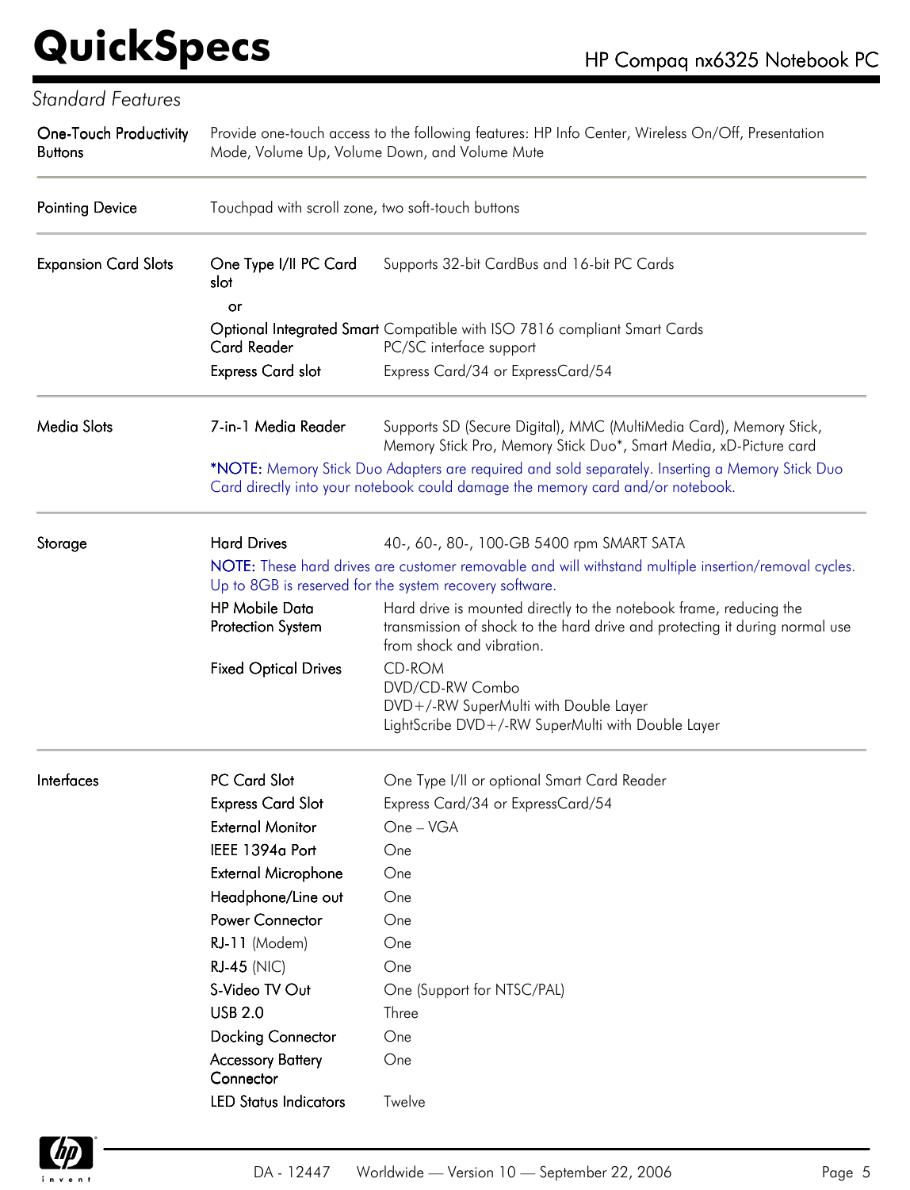*Standard Features*

| | | |
|---|---|---|
| **One-Touch Productivity Buttons** | Provide one-touch access to the following features: HP Info Center, Wireless On/Off, Presentation Mode, Volume Up, Volume Down, and Volume Mute | |
| **Pointing Device** | Touchpad with scroll zone, two soft-touch buttons | |
| **Expansion Card Slots** | One Type I/II PC Card slot | Supports 32-bit CardBus and 16-bit PC Cards |
| | or | |
| | Optional Integrated Smart Card Reader | Compatible with ISO 7816 compliant Smart Cards<br>PC/SC interface support |
| | Express Card slot | Express Card/34 or ExpressCard/54 |
| **Media Slots** | 7-in-1 Media Reader | Supports SD (Secure Digital), MMC (MultiMedia Card), Memory Stick, Memory Stick Pro, Memory Stick Duo*, Smart Media, xD-Picture card |
| | *NOTE: Memory Stick Duo Adapters are required and sold separately. Inserting a Memory Stick Duo Card directly into your notebook could damage the memory card and/or notebook. | |
| **Storage** | Hard Drives | 40-, 60-, 80-, 100-GB 5400 rpm SMART SATA |
| | NOTE: These hard drives are customer removable and will withstand multiple insertion/removal cycles. Up to 8GB is reserved for the system recovery software. | |
| | HP Mobile Data Protection System | Hard drive is mounted directly to the notebook frame, reducing the transmission of shock to the hard drive and protecting it during normal use from shock and vibration. |
| | Fixed Optical Drives | CD-ROM<br>DVD/CD-RW Combo<br>DVD+/-RW SuperMulti with Double Layer<br>LightScribe DVD+/-RW SuperMulti with Double Layer |
| **Interfaces** | PC Card Slot | One Type I/II or optional Smart Card Reader |
| | Express Card Slot | Express Card/34 or ExpressCard/54 |
| | External Monitor | One – VGA |
| | IEEE 1394a Port | One |
| | External Microphone | One |
| | Headphone/Line out | One |
| | Power Connector | One |
| | RJ-11 (Modem) | One |
| | RJ-45 (NIC) | One |
| | S-Video TV Out | One (Support for NTSC/PAL) |
| | USB 2.0 | Three |
| | Docking Connector | One |
| | Accessory Battery Connector | One |
| | LED Status Indicators | Twelve |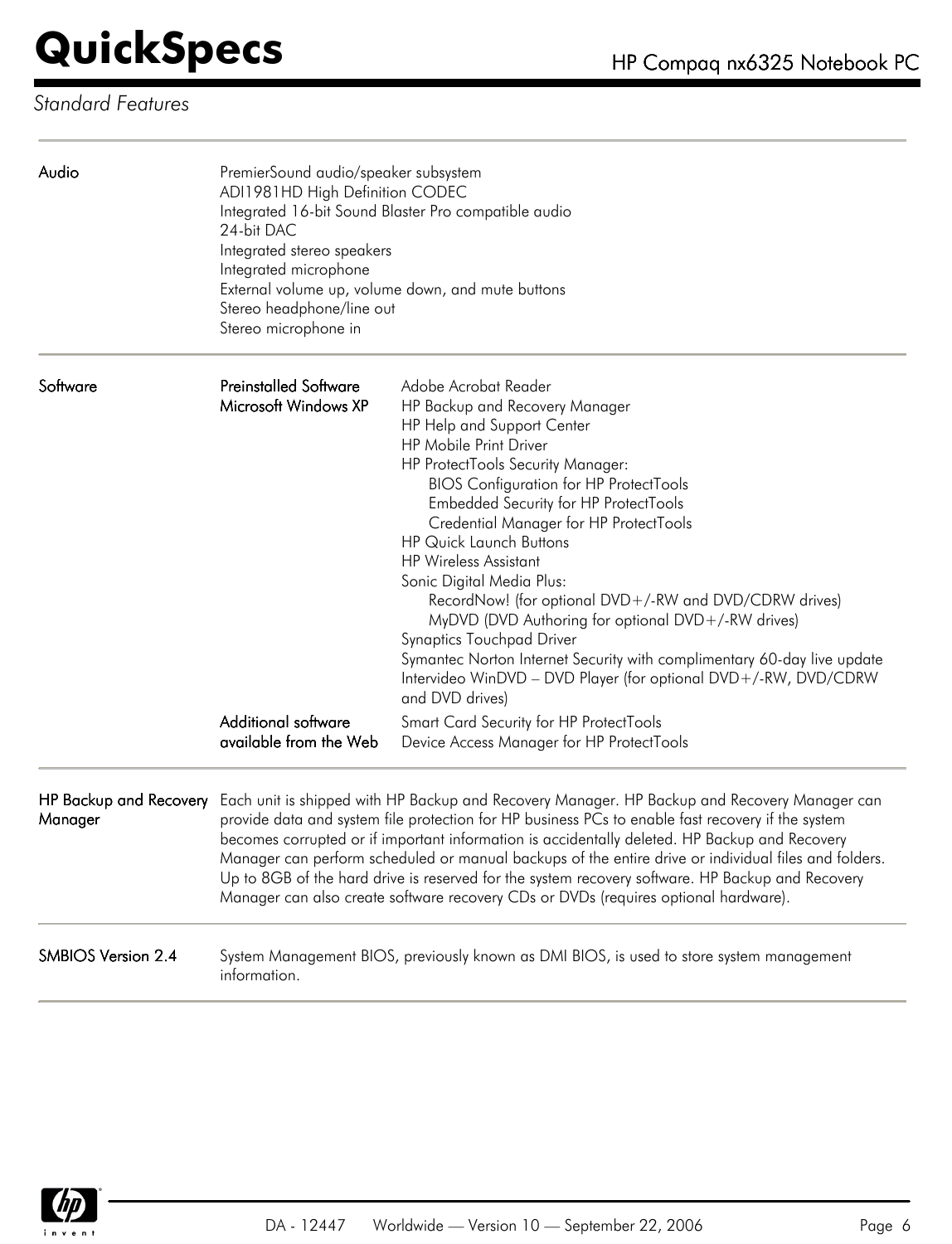*Standard Features*

| | | |
|---|---|---|
| **Audio** | PremierSound audio/speaker subsystem<br>ADI1981HD High Definition CODEC<br>Integrated 16-bit Sound Blaster Pro compatible audio<br>24-bit DAC<br>Integrated stereo speakers<br>Integrated microphone<br>External volume up, volume down, and mute buttons<br>Stereo headphone/line out<br>Stereo microphone in | |
| **Software** | **Preinstalled Software Microsoft Windows XP** | Adobe Acrobat Reader<br>HP Backup and Recovery Manager<br>HP Help and Support Center<br>HP Mobile Print Driver<br>HP ProtectTools Security Manager:<br>&nbsp;&nbsp;&nbsp;&nbsp;BIOS Configuration for HP ProtectTools<br>&nbsp;&nbsp;&nbsp;&nbsp;Embedded Security for HP ProtectTools<br>&nbsp;&nbsp;&nbsp;&nbsp;Credential Manager for HP ProtectTools<br>HP Quick Launch Buttons<br>HP Wireless Assistant<br>Sonic Digital Media Plus:<br>&nbsp;&nbsp;&nbsp;&nbsp;RecordNow! (for optional DVD+/-RW and DVD/CDRW drives)<br>&nbsp;&nbsp;&nbsp;&nbsp;MyDVD (DVD Authoring for optional DVD+/-RW drives)<br>Synaptics Touchpad Driver<br>Symantec Norton Internet Security with complimentary 60-day live update<br>Intervideo WinDVD – DVD Player (for optional DVD+/-RW, DVD/CDRW and DVD drives) |
| | **Additional software available from the Web** | Smart Card Security for HP ProtectTools<br>Device Access Manager for HP ProtectTools |
| **HP Backup and Recovery Manager** | Each unit is shipped with HP Backup and Recovery Manager. HP Backup and Recovery Manager can provide data and system file protection for HP business PCs to enable fast recovery if the system becomes corrupted or if important information is accidentally deleted. HP Backup and Recovery Manager can perform scheduled or manual backups of the entire drive or individual files and folders. Up to 8GB of the hard drive is reserved for the system recovery software. HP Backup and Recovery Manager can also create software recovery CDs or DVDs (requires optional hardware). | |
| **SMBIOS Version 2.4** | System Management BIOS, previously known as DMI BIOS, is used to store system management information. | |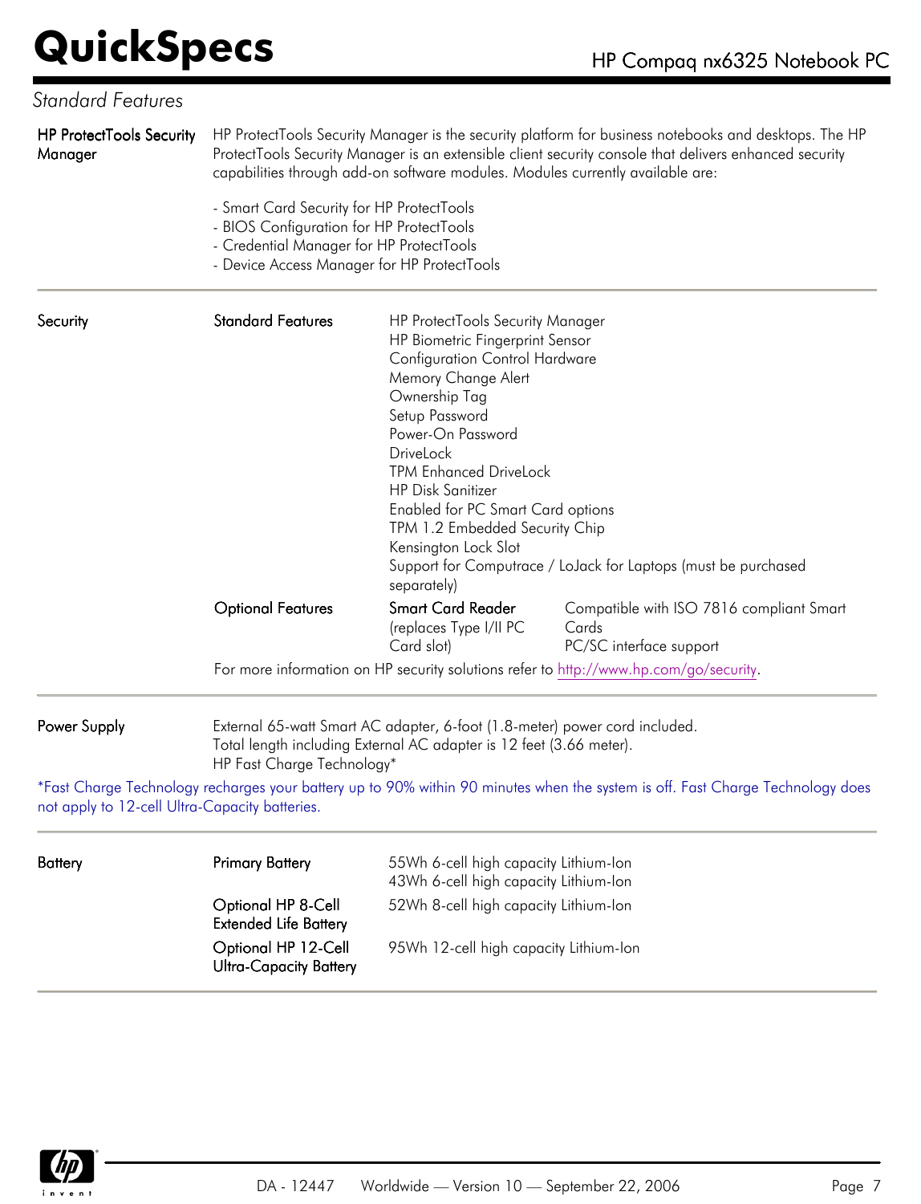*Standard Features*

| | | | |
|---|---|---|---|
| **HP ProtectTools Security Manager** | HP ProtectTools Security Manager is the security platform for business notebooks and desktops. The HP ProtectTools Security Manager is an extensible client security console that delivers enhanced security capabilities through add-on software modules. Modules currently available are:<br><br>- Smart Card Security for HP ProtectTools<br>- BIOS Configuration for HP ProtectTools<br>- Credential Manager for HP ProtectTools<br>- Device Access Manager for HP ProtectTools | | |
| **Security** | Standard Features | HP ProtectTools Security Manager<br>HP Biometric Fingerprint Sensor<br>Configuration Control Hardware<br>Memory Change Alert<br>Ownership Tag<br>Setup Password<br>Power-On Password<br>DriveLock<br>TPM Enhanced DriveLock<br>HP Disk Sanitizer<br>Enabled for PC Smart Card options<br>TPM 1.2 Embedded Security Chip<br>Kensington Lock Slot<br>Support for Computrace / LoJack for Laptops (must be purchased separately) | |
| | Optional Features | Smart Card Reader (replaces Type I/II PC Card slot) | Compatible with ISO 7816 compliant Smart Cards<br>PC/SC interface support |
| | For more information on HP security solutions refer to http://www.hp.com/go/security. | | |
| **Power Supply** | External 65-watt Smart AC adapter, 6-foot (1.8-meter) power cord included.<br>Total length including External AC adapter is 12 feet (3.66 meter).<br>HP Fast Charge Technology* | | |

*Fast Charge Technology recharges your battery up to 90% within 90 minutes when the system is off. Fast Charge Technology does not apply to 12-cell Ultra-Capacity batteries.

| | | |
|---|---|---|
| **Battery** | Primary Battery | 55Wh 6-cell high capacity Lithium-Ion<br>43Wh 6-cell high capacity Lithium-Ion |
| | Optional HP 8-Cell Extended Life Battery | 52Wh 8-cell high capacity Lithium-Ion |
| | Optional HP 12-Cell Ultra-Capacity Battery | 95Wh 12-cell high capacity Lithium-Ion |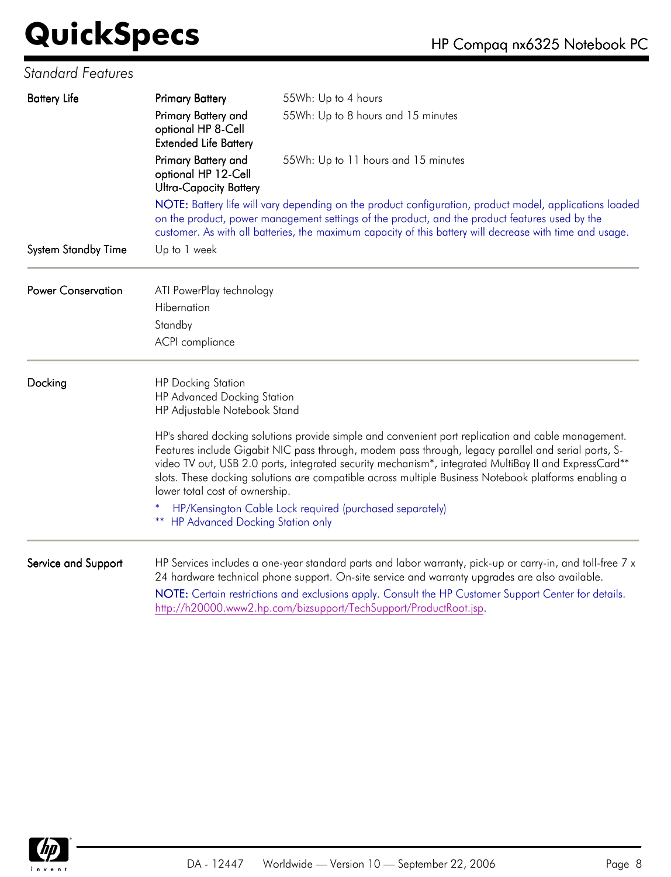*Standard Features*

| | | |
|---|---|---|
| **Battery Life** | Primary Battery | 55Wh: Up to 4 hours |
| | Primary Battery and optional HP 8-Cell Extended Life Battery | 55Wh: Up to 8 hours and 15 minutes |
| | Primary Battery and optional HP 12-Cell Ultra-Capacity Battery | 55Wh: Up to 11 hours and 15 minutes |

NOTE: Battery life will vary depending on the product configuration, product model, applications loaded on the product, power management settings of the product, and the product features used by the customer. As with all batteries, the maximum capacity of this battery will decrease with time and usage.

**System Standby Time**

Up to 1 week

---

**Power Conservation**

ATI PowerPlay technology

Hibernation

Standby

ACPI compliance

---

**Docking**

HP Docking Station
HP Advanced Docking Station
HP Adjustable Notebook Stand

HP's shared docking solutions provide simple and convenient port replication and cable management. Features include Gigabit NIC pass through, modem pass through, legacy parallel and serial ports, S-video TV out, USB 2.0 ports, integrated security mechanism*, integrated MultiBay II and ExpressCard** slots. These docking solutions are compatible across multiple Business Notebook platforms enabling a lower total cost of ownership.

\* HP/Kensington Cable Lock required (purchased separately)
\** HP Advanced Docking Station only

---

**Service and Support**

HP Services includes a one-year standard parts and labor warranty, pick-up or carry-in, and toll-free 7 x 24 hardware technical phone support. On-site service and warranty upgrades are also available.

NOTE: Certain restrictions and exclusions apply. Consult the HP Customer Support Center for details. http://h20000.www2.hp.com/bizsupport/TechSupport/ProductRoot.jsp.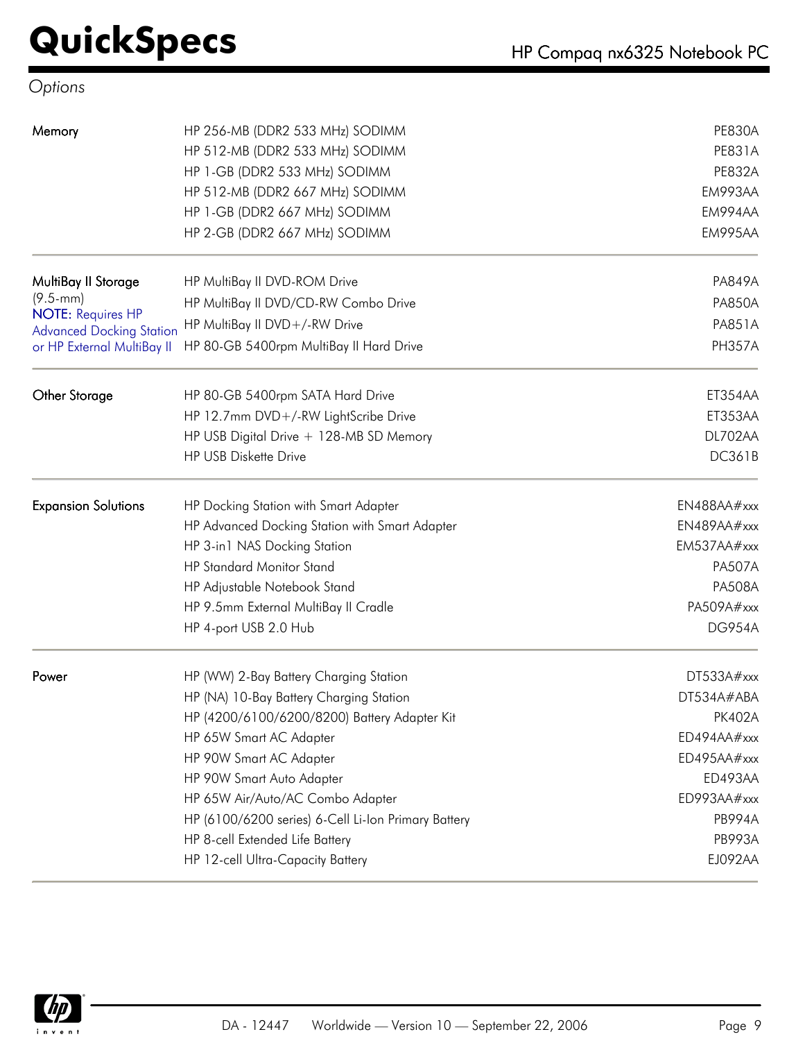## Options

| Category | Description | Part Number |
|---|---|---|
| Memory | HP 256-MB (DDR2 533 MHz) SODIMM | PE830A |
| | HP 512-MB (DDR2 533 MHz) SODIMM | PE831A |
| | HP 1-GB (DDR2 533 MHz) SODIMM | PE832A |
| | HP 512-MB (DDR2 667 MHz) SODIMM | EM993AA |
| | HP 1-GB (DDR2 667 MHz) SODIMM | EM994AA |
| | HP 2-GB (DDR2 667 MHz) SODIMM | EM995AA |
| MultiBay II Storage (9.5-mm) NOTE: Requires HP Advanced Docking Station or HP External MultiBay II | HP MultiBay II DVD-ROM Drive | PA849A |
| | HP MultiBay II DVD/CD-RW Combo Drive | PA850A |
| | HP MultiBay II DVD+/-RW Drive | PA851A |
| | HP 80-GB 5400rpm MultiBay II Hard Drive | PH357A |
| Other Storage | HP 80-GB 5400rpm SATA Hard Drive | ET354AA |
| | HP 12.7mm DVD+/-RW LightScribe Drive | ET353AA |
| | HP USB Digital Drive + 128-MB SD Memory | DL702AA |
| | HP USB Diskette Drive | DC361B |
| Expansion Solutions | HP Docking Station with Smart Adapter | EN488AA#xxx |
| | HP Advanced Docking Station with Smart Adapter | EN489AA#xxx |
| | HP 3-in1 NAS Docking Station | EM537AA#xxx |
| | HP Standard Monitor Stand | PA507A |
| | HP Adjustable Notebook Stand | PA508A |
| | HP 9.5mm External MultiBay II Cradle | PA509A#xxx |
| | HP 4-port USB 2.0 Hub | DG954A |
| Power | HP (WW) 2-Bay Battery Charging Station | DT533A#xxx |
| | HP (NA) 10-Bay Battery Charging Station | DT534A#ABA |
| | HP (4200/6100/6200/8200) Battery Adapter Kit | PK402A |
| | HP 65W Smart AC Adapter | ED494AA#xxx |
| | HP 90W Smart AC Adapter | ED495AA#xxx |
| | HP 90W Smart Auto Adapter | ED493AA |
| | HP 65W Air/Auto/AC Combo Adapter | ED993AA#xxx |
| | HP (6100/6200 series) 6-Cell Li-Ion Primary Battery | PB994A |
| | HP 8-cell Extended Life Battery | PB993A |
| | HP 12-cell Ultra-Capacity Battery | EJ092AA |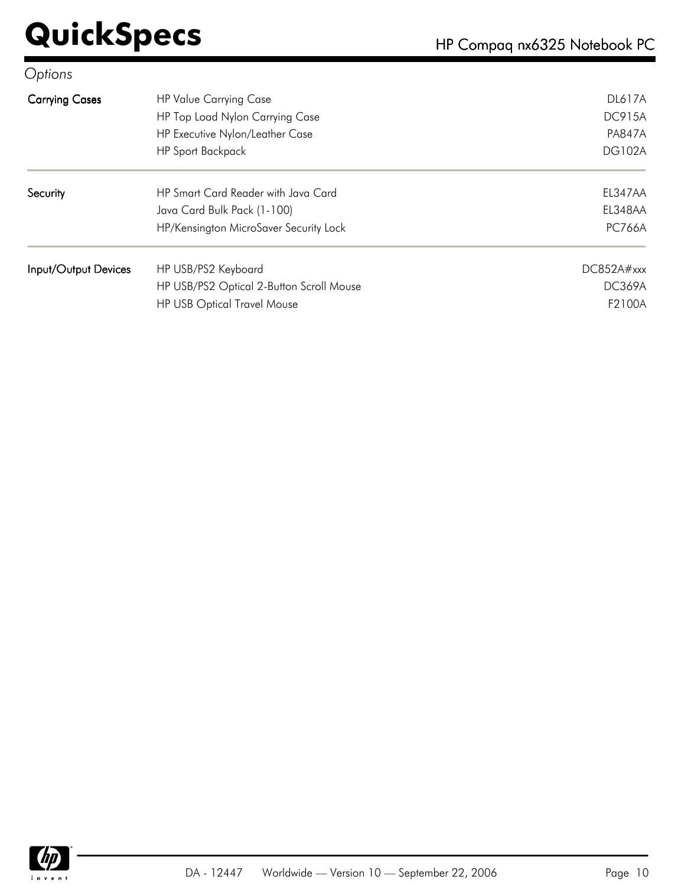*Options*

| | | |
|---|---|---|
| **Carrying Cases** | HP Value Carrying Case | DL617A |
| | HP Top Load Nylon Carrying Case | DC915A |
| | HP Executive Nylon/Leather Case | PA847A |
| | HP Sport Backpack | DG102A |
| **Security** | HP Smart Card Reader with Java Card | EL347AA |
| | Java Card Bulk Pack (1-100) | EL348AA |
| | HP/Kensington MicroSaver Security Lock | PC766A |
| **Input/Output Devices** | HP USB/PS2 Keyboard | DC852A#xxx |
| | HP USB/PS2 Optical 2-Button Scroll Mouse | DC369A |
| | HP USB Optical Travel Mouse | F2100A |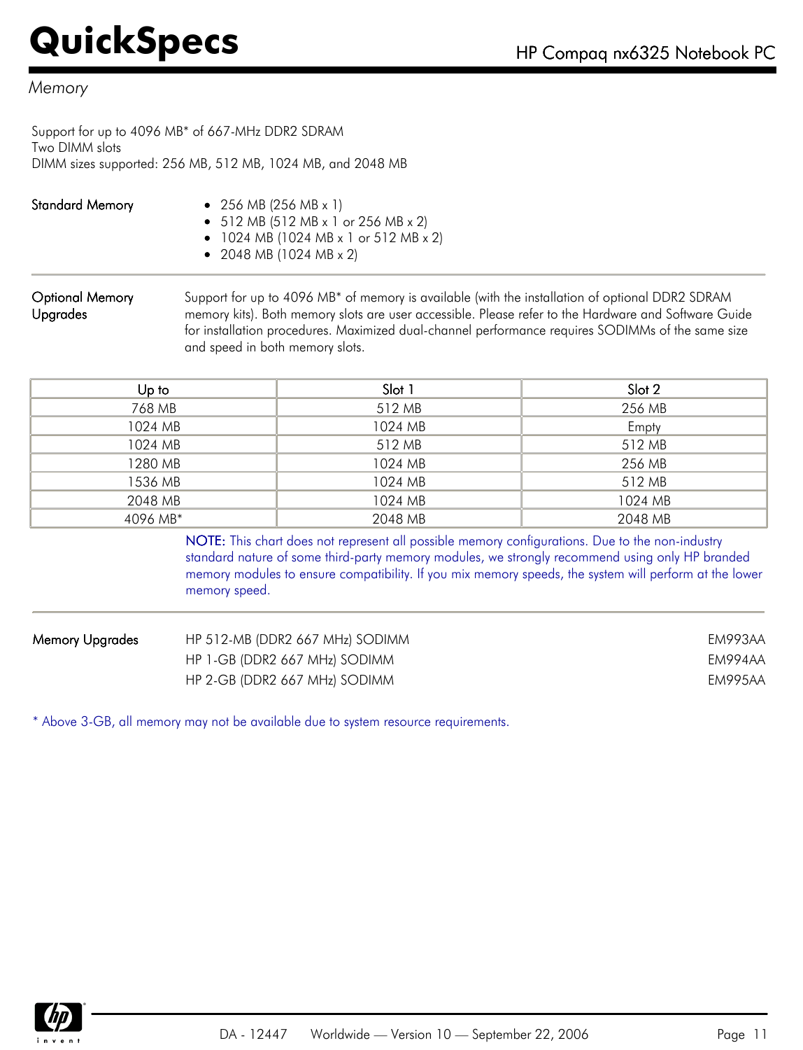## Memory

Support for up to 4096 MB* of 667-MHz DDR2 SDRAM
Two DIMM slots
DIMM sizes supported: 256 MB, 512 MB, 1024 MB, and 2048 MB

**Standard Memory**

- 256 MB (256 MB x 1)
- 512 MB (512 MB x 1 or 256 MB x 2)
- 1024 MB (1024 MB x 1 or 512 MB x 2)
- 2048 MB (1024 MB x 2)

**Optional Memory Upgrades**

Support for up to 4096 MB* of memory is available (with the installation of optional DDR2 SDRAM memory kits). Both memory slots are user accessible. Please refer to the Hardware and Software Guide for installation procedures. Maximized dual-channel performance requires SODIMMs of the same size and speed in both memory slots.

| Up to | Slot 1 | Slot 2 |
|---|---|---|
| 768 MB | 512 MB | 256 MB |
| 1024 MB | 1024 MB | Empty |
| 1024 MB | 512 MB | 512 MB |
| 1280 MB | 1024 MB | 256 MB |
| 1536 MB | 1024 MB | 512 MB |
| 2048 MB | 1024 MB | 1024 MB |
| 4096 MB* | 2048 MB | 2048 MB |

NOTE: This chart does not represent all possible memory configurations. Due to the non-industry standard nature of some third-party memory modules, we strongly recommend using only HP branded memory modules to ensure compatibility. If you mix memory speeds, the system will perform at the lower memory speed.

**Memory Upgrades**

| | |
|---|---|
| HP 512-MB (DDR2 667 MHz) SODIMM | EM993AA |
| HP 1-GB (DDR2 667 MHz) SODIMM | EM994AA |
| HP 2-GB (DDR2 667 MHz) SODIMM | EM995AA |

* Above 3-GB, all memory may not be available due to system resource requirements.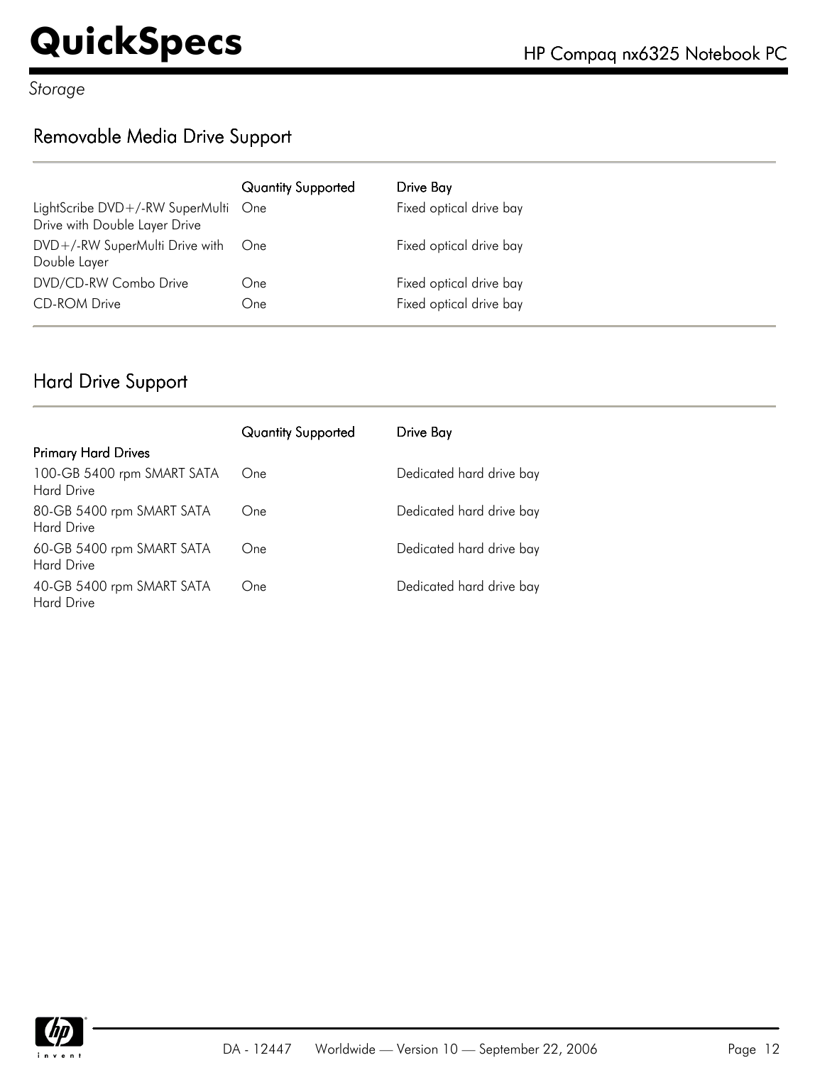*Storage*

## Removable Media Drive Support

| | Quantity Supported | Drive Bay |
|---|---|---|
| LightScribe DVD+/-RW SuperMulti Drive with Double Layer Drive | One | Fixed optical drive bay |
| DVD+/-RW SuperMulti Drive with Double Layer | One | Fixed optical drive bay |
| DVD/CD-RW Combo Drive | One | Fixed optical drive bay |
| CD-ROM Drive | One | Fixed optical drive bay |

## Hard Drive Support

| | Quantity Supported | Drive Bay |
|---|---|---|
| **Primary Hard Drives** | | |
| 100-GB 5400 rpm SMART SATA Hard Drive | One | Dedicated hard drive bay |
| 80-GB 5400 rpm SMART SATA Hard Drive | One | Dedicated hard drive bay |
| 60-GB 5400 rpm SMART SATA Hard Drive | One | Dedicated hard drive bay |
| 40-GB 5400 rpm SMART SATA Hard Drive | One | Dedicated hard drive bay |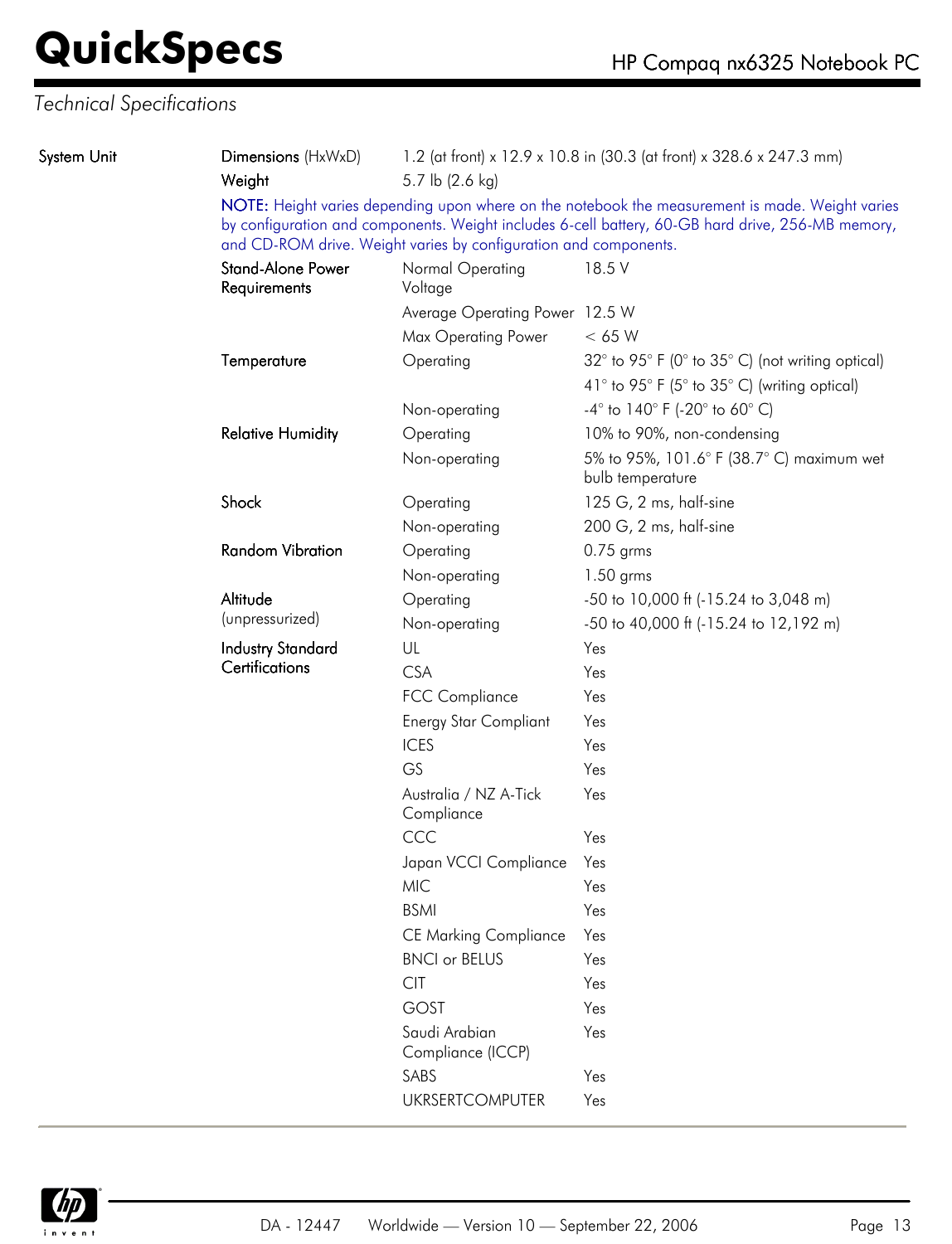## Technical Specifications

| System Unit | | | |
|---|---|---|---|
| | Dimensions (HxWxD) | 1.2 (at front) x 12.9 x 10.8 in (30.3 (at front) x 328.6 x 247.3 mm) | |
| | Weight | 5.7 lb (2.6 kg) | |
| | NOTE: Height varies depending upon where on the notebook the measurement is made. Weight varies by configuration and components. Weight includes 6-cell battery, 60-GB hard drive, 256-MB memory, and CD-ROM drive. Weight varies by configuration and components. | | |
| | Stand-Alone Power Requirements | Normal Operating Voltage | 18.5 V |
| | | Average Operating Power | 12.5 W |
| | | Max Operating Power | < 65 W |
| | Temperature | Operating | 32° to 95° F (0° to 35° C) (not writing optical) |
| | | | 41° to 95° F (5° to 35° C) (writing optical) |
| | | Non-operating | -4° to 140° F (-20° to 60° C) |
| | Relative Humidity | Operating | 10% to 90%, non-condensing |
| | | Non-operating | 5% to 95%, 101.6° F (38.7° C) maximum wet bulb temperature |
| | Shock | Operating | 125 G, 2 ms, half-sine |
| | | Non-operating | 200 G, 2 ms, half-sine |
| | Random Vibration | Operating | 0.75 grms |
| | | Non-operating | 1.50 grms |
| | Altitude (unpressurized) | Operating | -50 to 10,000 ft (-15.24 to 3,048 m) |
| | | Non-operating | -50 to 40,000 ft (-15.24 to 12,192 m) |
| | Industry Standard Certifications | UL | Yes |
| | | CSA | Yes |
| | | FCC Compliance | Yes |
| | | Energy Star Compliant | Yes |
| | | ICES | Yes |
| | | GS | Yes |
| | | Australia / NZ A-Tick Compliance | Yes |
| | | CCC | Yes |
| | | Japan VCCI Compliance | Yes |
| | | MIC | Yes |
| | | BSMI | Yes |
| | | CE Marking Compliance | Yes |
| | | BNCI or BELUS | Yes |
| | | CIT | Yes |
| | | GOST | Yes |
| | | Saudi Arabian Compliance (ICCP) | Yes |
| | | SABS | Yes |
| | | UKRSERTCOMPUTER | Yes |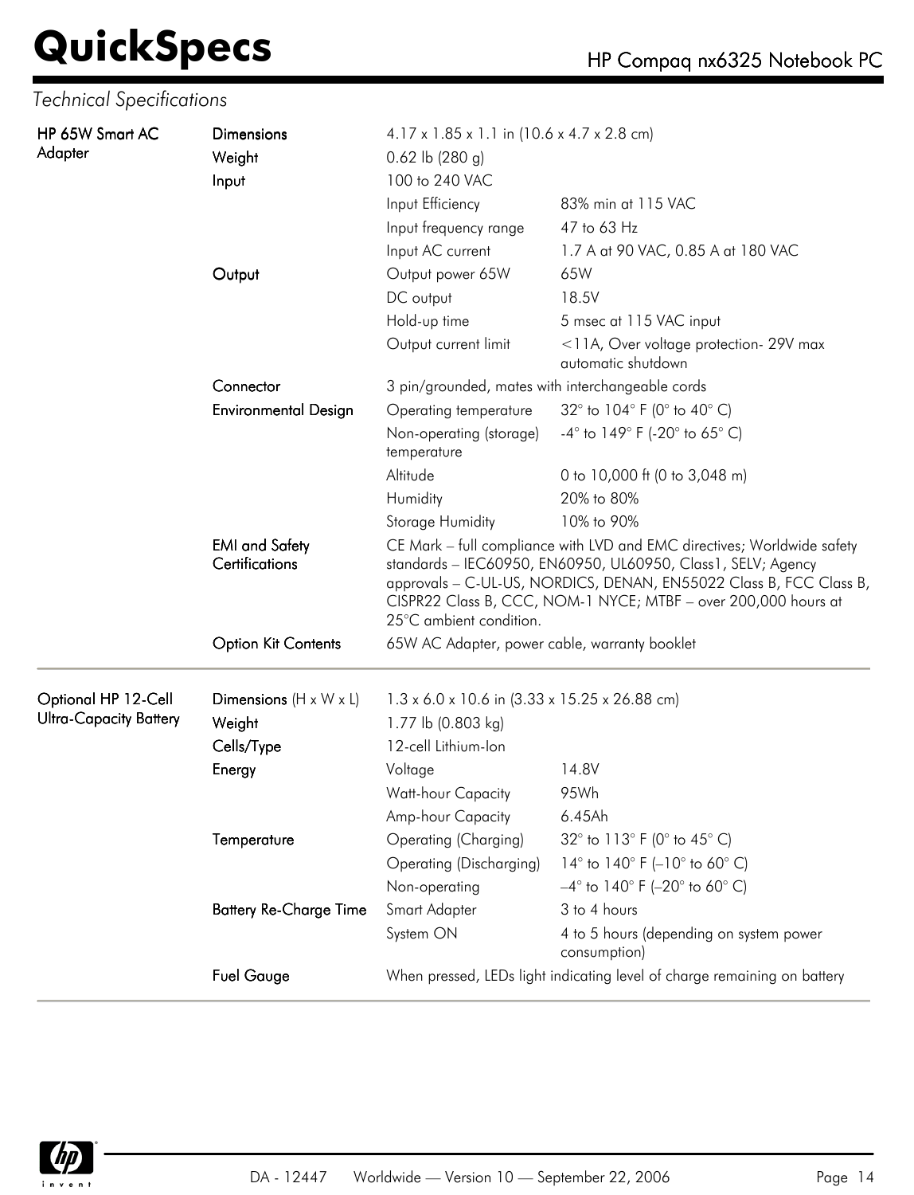## Technical Specifications

| | | | |
|---|---|---|---|
| **HP 65W Smart AC Adapter** | **Dimensions** | 4.17 x 1.85 x 1.1 in (10.6 x 4.7 x 2.8 cm) | |
| | **Weight** | 0.62 lb (280 g) | |
| | **Input** | 100 to 240 VAC | |
| | | Input Efficiency | 83% min at 115 VAC |
| | | Input frequency range | 47 to 63 Hz |
| | | Input AC current | 1.7 A at 90 VAC, 0.85 A at 180 VAC |
| | **Output** | Output power 65W | 65W |
| | | DC output | 18.5V |
| | | Hold-up time | 5 msec at 115 VAC input |
| | | Output current limit | <11A, Over voltage protection- 29V max automatic shutdown |
| | **Connector** | 3 pin/grounded, mates with interchangeable cords | |
| | **Environmental Design** | Operating temperature | 32° to 104° F (0° to 40° C) |
| | | Non-operating (storage) temperature | -4° to 149° F (-20° to 65° C) |
| | | Altitude | 0 to 10,000 ft (0 to 3,048 m) |
| | | Humidity | 20% to 80% |
| | | Storage Humidity | 10% to 90% |
| | **EMI and Safety Certifications** | CE Mark – full compliance with LVD and EMC directives; Worldwide safety standards – IEC60950, EN60950, UL60950, Class1, SELV; Agency approvals – C-UL-US, NORDICS, DENAN, EN55022 Class B, FCC Class B, CISPR22 Class B, CCC, NOM-1 NYCE; MTBF – over 200,000 hours at 25°C ambient condition. | |
| | **Option Kit Contents** | 65W AC Adapter, power cable, warranty booklet | |

| | | | |
|---|---|---|---|
| **Optional HP 12-Cell Ultra-Capacity Battery** | **Dimensions** (H x W x L) | 1.3 x 6.0 x 10.6 in (3.33 x 15.25 x 26.88 cm) | |
| | **Weight** | 1.77 lb (0.803 kg) | |
| | **Cells/Type** | 12-cell Lithium-Ion | |
| | **Energy** | Voltage | 14.8V |
| | | Watt-hour Capacity | 95Wh |
| | | Amp-hour Capacity | 6.45Ah |
| | **Temperature** | Operating (Charging) | 32° to 113° F (0° to 45° C) |
| | | Operating (Discharging) | 14° to 140° F (–10° to 60° C) |
| | | Non-operating | –4° to 140° F (–20° to 60° C) |
| | **Battery Re-Charge Time** | Smart Adapter | 3 to 4 hours |
| | | System ON | 4 to 5 hours (depending on system power consumption) |
| | **Fuel Gauge** | When pressed, LEDs light indicating level of charge remaining on battery | |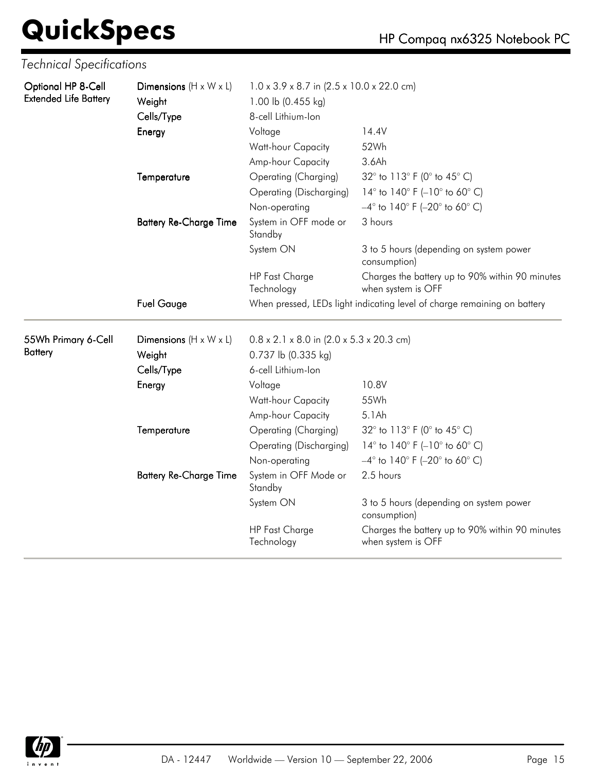*Technical Specifications*

| | | | |
|---|---|---|---|
| **Optional HP 8-Cell Extended Life Battery** | **Dimensions** (H x W x L) | 1.0 x 3.9 x 8.7 in (2.5 x 10.0 x 22.0 cm) | |
| | **Weight** | 1.00 lb (0.455 kg) | |
| | **Cells/Type** | 8-cell Lithium-Ion | |
| | **Energy** | Voltage | 14.4V |
| | | Watt-hour Capacity | 52Wh |
| | | Amp-hour Capacity | 3.6Ah |
| | **Temperature** | Operating (Charging) | 32° to 113° F (0° to 45° C) |
| | | Operating (Discharging) | 14° to 140° F (–10° to 60° C) |
| | | Non-operating | –4° to 140° F (–20° to 60° C) |
| | **Battery Re-Charge Time** | System in OFF mode or Standby | 3 hours |
| | | System ON | 3 to 5 hours (depending on system power consumption) |
| | | HP Fast Charge Technology | Charges the battery up to 90% within 90 minutes when system is OFF |
| | **Fuel Gauge** | When pressed, LEDs light indicating level of charge remaining on battery | |
| **55Wh Primary 6-Cell Battery** | **Dimensions** (H x W x L) | 0.8 x 2.1 x 8.0 in (2.0 x 5.3 x 20.3 cm) | |
| | **Weight** | 0.737 lb (0.335 kg) | |
| | **Cells/Type** | 6-cell Lithium-Ion | |
| | **Energy** | Voltage | 10.8V |
| | | Watt-hour Capacity | 55Wh |
| | | Amp-hour Capacity | 5.1Ah |
| | **Temperature** | Operating (Charging) | 32° to 113° F (0° to 45° C) |
| | | Operating (Discharging) | 14° to 140° F (–10° to 60° C) |
| | | Non-operating | –4° to 140° F (–20° to 60° C) |
| | **Battery Re-Charge Time** | System in OFF Mode or Standby | 2.5 hours |
| | | System ON | 3 to 5 hours (depending on system power consumption) |
| | | HP Fast Charge Technology | Charges the battery up to 90% within 90 minutes when system is OFF |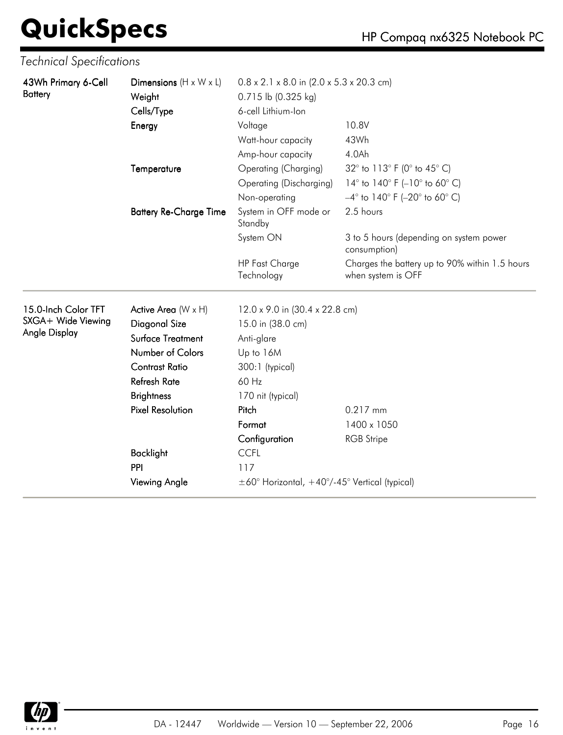*Technical Specifications*

| | | | |
|---|---|---|---|
| **43Wh Primary 6-Cell Battery** | **Dimensions** (H x W x L) | 0.8 x 2.1 x 8.0 in (2.0 x 5.3 x 20.3 cm) | |
| | **Weight** | 0.715 lb (0.325 kg) | |
| | **Cells/Type** | 6-cell Lithium-Ion | |
| | **Energy** | Voltage | 10.8V |
| | | Watt-hour capacity | 43Wh |
| | | Amp-hour capacity | 4.0Ah |
| | **Temperature** | Operating (Charging) | 32° to 113° F (0° to 45° C) |
| | | Operating (Discharging) | 14° to 140° F (–10° to 60° C) |
| | | Non-operating | –4° to 140° F (–20° to 60° C) |
| | **Battery Re-Charge Time** | System in OFF mode or Standby | 2.5 hours |
| | | System ON | 3 to 5 hours (depending on system power consumption) |
| | | HP Fast Charge Technology | Charges the battery up to 90% within 1.5 hours when system is OFF |
| **15.0-Inch Color TFT SXGA+ Wide Viewing Angle Display** | **Active Area** (W x H) | 12.0 x 9.0 in (30.4 x 22.8 cm) | |
| | **Diagonal Size** | 15.0 in (38.0 cm) | |
| | **Surface Treatment** | Anti-glare | |
| | **Number of Colors** | Up to 16M | |
| | **Contrast Ratio** | 300:1 (typical) | |
| | **Refresh Rate** | 60 Hz | |
| | **Brightness** | 170 nit (typical) | |
| | **Pixel Resolution** | **Pitch** | 0.217 mm |
| | | **Format** | 1400 x 1050 |
| | | **Configuration** | RGB Stripe |
| | **Backlight** | CCFL | |
| | **PPI** | 117 | |
| | **Viewing Angle** | ±60° Horizontal, +40°/-45° Vertical (typical) | |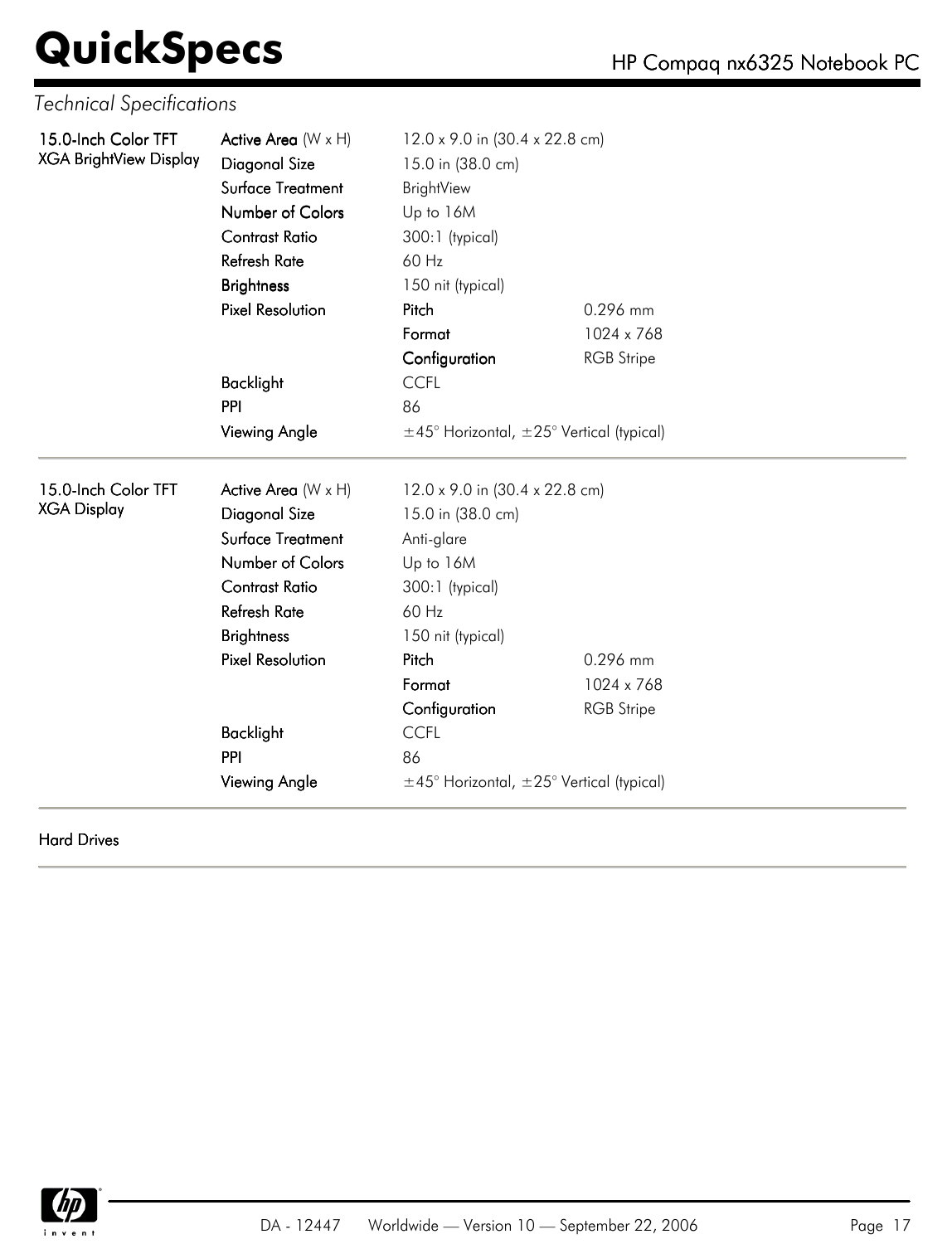*Technical Specifications*

| | | | |
|---|---|---|---|
| **15.0-Inch Color TFT XGA BrightView Display** | **Active Area** (W x H) | 12.0 x 9.0 in (30.4 x 22.8 cm) | |
| | Diagonal Size | 15.0 in (38.0 cm) | |
| | Surface Treatment | BrightView | |
| | Number of Colors | Up to 16M | |
| | Contrast Ratio | 300:1 (typical) | |
| | Refresh Rate | 60 Hz | |
| | Brightness | 150 nit (typical) | |
| | Pixel Resolution | Pitch | 0.296 mm |
| | | Format | 1024 x 768 |
| | | Configuration | RGB Stripe |
| | Backlight | CCFL | |
| | PPI | 86 | |
| | Viewing Angle | ±45° Horizontal, ±25° Vertical (typical) | |

| | | | |
|---|---|---|---|
| **15.0-Inch Color TFT XGA Display** | **Active Area** (W x H) | 12.0 x 9.0 in (30.4 x 22.8 cm) | |
| | Diagonal Size | 15.0 in (38.0 cm) | |
| | Surface Treatment | Anti-glare | |
| | Number of Colors | Up to 16M | |
| | Contrast Ratio | 300:1 (typical) | |
| | Refresh Rate | 60 Hz | |
| | Brightness | 150 nit (typical) | |
| | Pixel Resolution | Pitch | 0.296 mm |
| | | Format | 1024 x 768 |
| | | Configuration | RGB Stripe |
| | Backlight | CCFL | |
| | PPI | 86 | |
| | Viewing Angle | ±45° Horizontal, ±25° Vertical (typical) | |

**Hard Drives**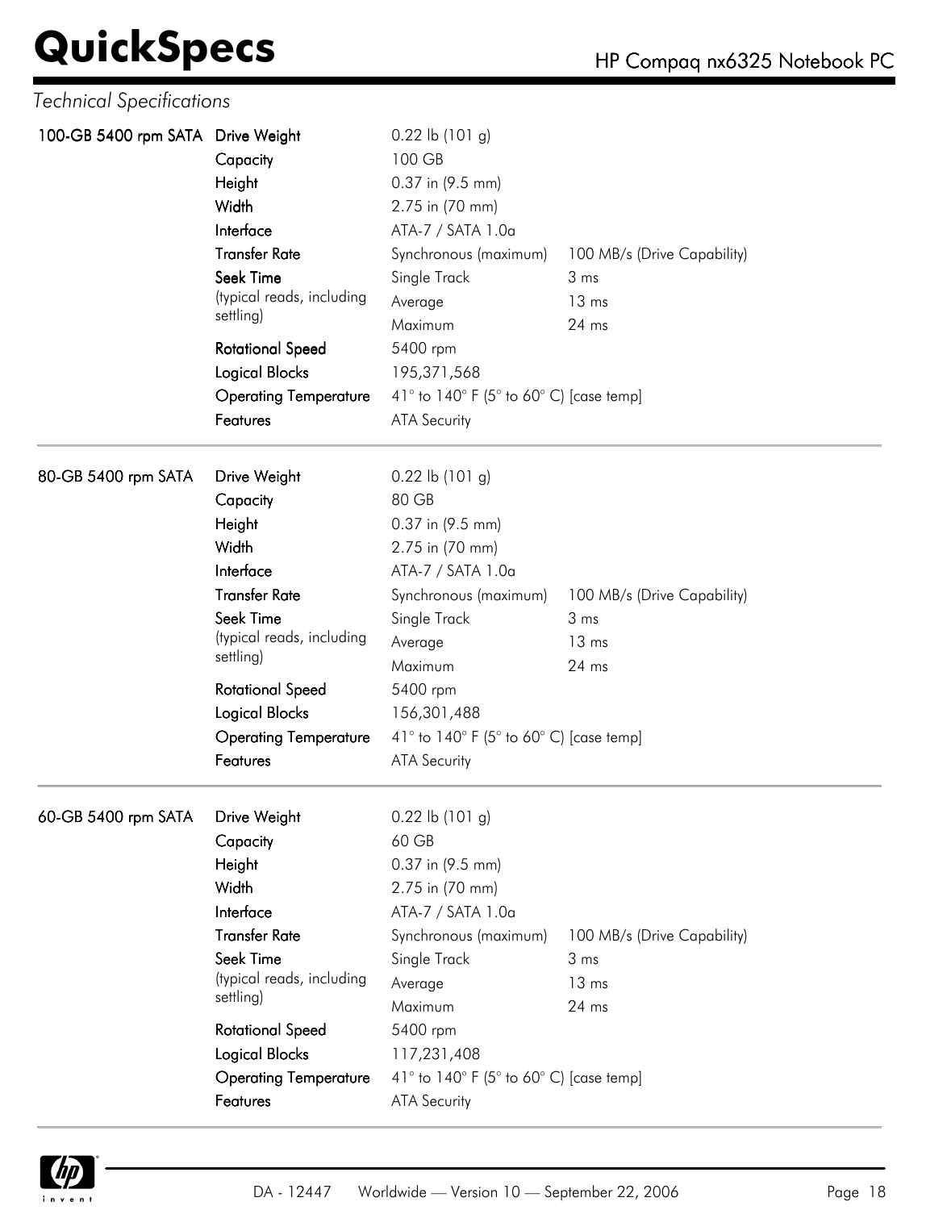*Technical Specifications*

| | | | |
|---|---|---|---|
| **100-GB 5400 rpm SATA** | Drive Weight | 0.22 lb (101 g) | |
| | Capacity | 100 GB | |
| | Height | 0.37 in (9.5 mm) | |
| | Width | 2.75 in (70 mm) | |
| | Interface | ATA-7 / SATA 1.0a | |
| | Transfer Rate | Synchronous (maximum) | 100 MB/s (Drive Capability) |
| | Seek Time (typical reads, including settling) | Single Track | 3 ms |
| | | Average | 13 ms |
| | | Maximum | 24 ms |
| | Rotational Speed | 5400 rpm | |
| | Logical Blocks | 195,371,568 | |
| | Operating Temperature | 41° to 140° F (5° to 60° C) [case temp] | |
| | Features | ATA Security | |

| | | | |
|---|---|---|---|
| **80-GB 5400 rpm SATA** | Drive Weight | 0.22 lb (101 g) | |
| | Capacity | 80 GB | |
| | Height | 0.37 in (9.5 mm) | |
| | Width | 2.75 in (70 mm) | |
| | Interface | ATA-7 / SATA 1.0a | |
| | Transfer Rate | Synchronous (maximum) | 100 MB/s (Drive Capability) |
| | Seek Time (typical reads, including settling) | Single Track | 3 ms |
| | | Average | 13 ms |
| | | Maximum | 24 ms |
| | Rotational Speed | 5400 rpm | |
| | Logical Blocks | 156,301,488 | |
| | Operating Temperature | 41° to 140° F (5° to 60° C) [case temp] | |
| | Features | ATA Security | |

| | | | |
|---|---|---|---|
| **60-GB 5400 rpm SATA** | Drive Weight | 0.22 lb (101 g) | |
| | Capacity | 60 GB | |
| | Height | 0.37 in (9.5 mm) | |
| | Width | 2.75 in (70 mm) | |
| | Interface | ATA-7 / SATA 1.0a | |
| | Transfer Rate | Synchronous (maximum) | 100 MB/s (Drive Capability) |
| | Seek Time (typical reads, including settling) | Single Track | 3 ms |
| | | Average | 13 ms |
| | | Maximum | 24 ms |
| | Rotational Speed | 5400 rpm | |
| | Logical Blocks | 117,231,408 | |
| | Operating Temperature | 41° to 140° F (5° to 60° C) [case temp] | |
| | Features | ATA Security | |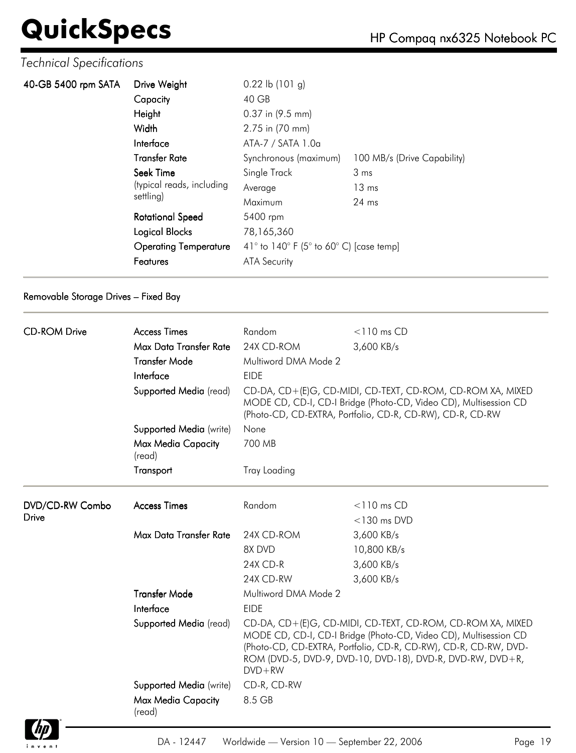*Technical Specifications*

| 40-GB 5400 rpm SATA | Drive Weight | 0.22 lb (101 g) | |
|---|---|---|---|
| | Capacity | 40 GB | |
| | Height | 0.37 in (9.5 mm) | |
| | Width | 2.75 in (70 mm) | |
| | Interface | ATA-7 / SATA 1.0a | |
| | Transfer Rate | Synchronous (maximum) | 100 MB/s (Drive Capability) |
| | Seek Time (typical reads, including settling) | Single Track | 3 ms |
| | | Average | 13 ms |
| | | Maximum | 24 ms |
| | Rotational Speed | 5400 rpm | |
| | Logical Blocks | 78,165,360 | |
| | Operating Temperature | 41° to 140° F (5° to 60° C) [case temp] | |
| | Features | ATA Security | |

Removable Storage Drives – Fixed Bay

| CD-ROM Drive | Access Times | Random | <110 ms CD |
|---|---|---|---|
| | Max Data Transfer Rate | 24X CD-ROM | 3,600 KB/s |
| | Transfer Mode | Multiword DMA Mode 2 | |
| | Interface | EIDE | |
| | Supported Media (read) | CD-DA, CD+(E)G, CD-MIDI, CD-TEXT, CD-ROM, CD-ROM XA, MIXED MODE CD, CD-I, CD-I Bridge (Photo-CD, Video CD), Multisession CD (Photo-CD, CD-EXTRA, Portfolio, CD-R, CD-RW), CD-R, CD-RW | |
| | Supported Media (write) | None | |
| | Max Media Capacity (read) | 700 MB | |
| | Transport | Tray Loading | |

| DVD/CD-RW Combo Drive | Access Times | Random | <110 ms CD |
|---|---|---|---|
| | | | <130 ms DVD |
| | Max Data Transfer Rate | 24X CD-ROM | 3,600 KB/s |
| | | 8X DVD | 10,800 KB/s |
| | | 24X CD-R | 3,600 KB/s |
| | | 24X CD-RW | 3,600 KB/s |
| | Transfer Mode | Multiword DMA Mode 2 | |
| | Interface | EIDE | |
| | Supported Media (read) | CD-DA, CD+(E)G, CD-MIDI, CD-TEXT, CD-ROM, CD-ROM XA, MIXED MODE CD, CD-I, CD-I Bridge (Photo-CD, Video CD), Multisession CD (Photo-CD, CD-EXTRA, Portfolio, CD-R, CD-RW), CD-R, CD-RW, DVD-ROM (DVD-5, DVD-9, DVD-10, DVD-18), DVD-R, DVD-RW, DVD+R, DVD+RW | |
| | Supported Media (write) | CD-R, CD-RW | |
| | Max Media Capacity (read) | 8.5 GB | |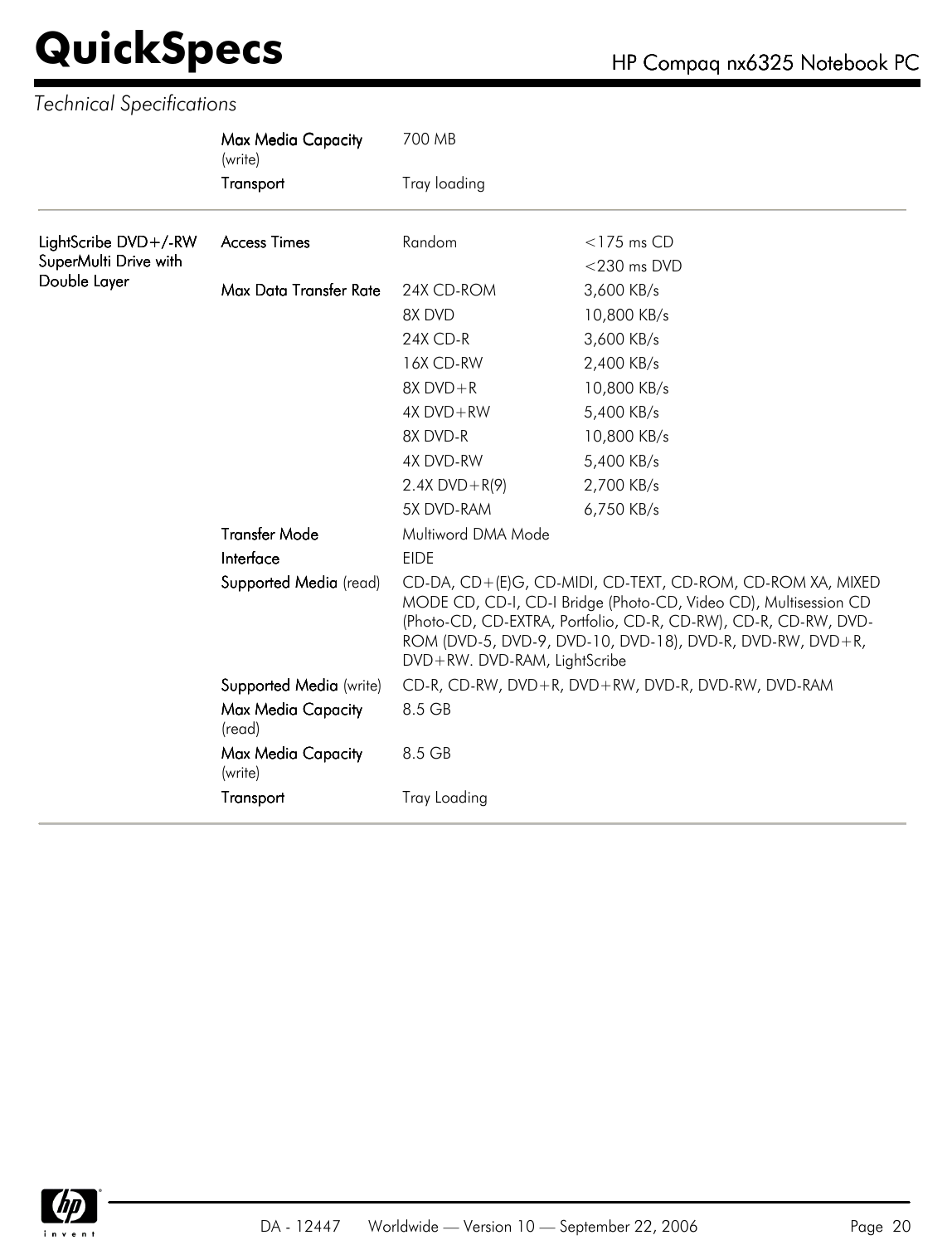*Technical Specifications*

| | | | |
|---|---|---|---|
| | **Max Media Capacity** (write) | 700 MB | |
| | **Transport** | Tray loading | |
| **LightScribe DVD+/-RW SuperMulti Drive with Double Layer** | **Access Times** | Random | <175 ms CD |
| | | | <230 ms DVD |
| | **Max Data Transfer Rate** | 24X CD-ROM | 3,600 KB/s |
| | | 8X DVD | 10,800 KB/s |
| | | 24X CD-R | 3,600 KB/s |
| | | 16X CD-RW | 2,400 KB/s |
| | | 8X DVD+R | 10,800 KB/s |
| | | 4X DVD+RW | 5,400 KB/s |
| | | 8X DVD-R | 10,800 KB/s |
| | | 4X DVD-RW | 5,400 KB/s |
| | | 2.4X DVD+R(9) | 2,700 KB/s |
| | | 5X DVD-RAM | 6,750 KB/s |
| | **Transfer Mode** | Multiword DMA Mode | |
| | **Interface** | EIDE | |
| | **Supported Media** (read) | CD-DA, CD+(E)G, CD-MIDI, CD-TEXT, CD-ROM, CD-ROM XA, MIXED MODE CD, CD-I, CD-I Bridge (Photo-CD, Video CD), Multisession CD (Photo-CD, CD-EXTRA, Portfolio, CD-R, CD-RW), CD-R, CD-RW, DVD-ROM (DVD-5, DVD-9, DVD-10, DVD-18), DVD-R, DVD-RW, DVD+R, DVD+RW. DVD-RAM, LightScribe | |
| | **Supported Media** (write) | CD-R, CD-RW, DVD+R, DVD+RW, DVD-R, DVD-RW, DVD-RAM | |
| | **Max Media Capacity** (read) | 8.5 GB | |
| | **Max Media Capacity** (write) | 8.5 GB | |
| | **Transport** | Tray Loading | |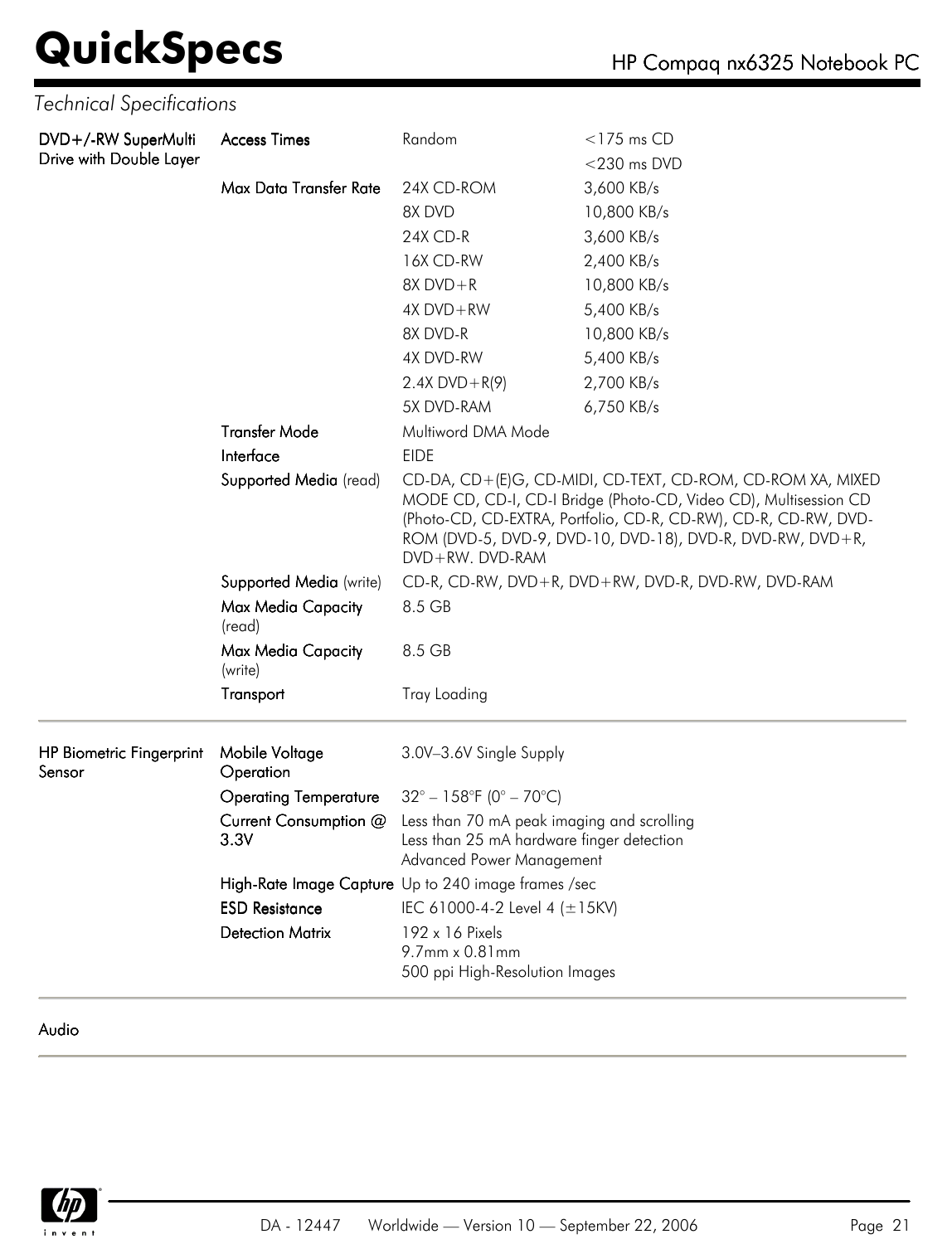*Technical Specifications*

| | | | |
|---|---|---|---|
| **DVD+/-RW SuperMulti Drive with Double Layer** | **Access Times** | Random | <175 ms CD |
| | | | <230 ms DVD |
| | **Max Data Transfer Rate** | 24X CD-ROM | 3,600 KB/s |
| | | 8X DVD | 10,800 KB/s |
| | | 24X CD-R | 3,600 KB/s |
| | | 16X CD-RW | 2,400 KB/s |
| | | 8X DVD+R | 10,800 KB/s |
| | | 4X DVD+RW | 5,400 KB/s |
| | | 8X DVD-R | 10,800 KB/s |
| | | 4X DVD-RW | 5,400 KB/s |
| | | 2.4X DVD+R(9) | 2,700 KB/s |
| | | 5X DVD-RAM | 6,750 KB/s |
| | **Transfer Mode** | Multiword DMA Mode | |
| | **Interface** | EIDE | |
| | **Supported Media** (read) | CD-DA, CD+(E)G, CD-MIDI, CD-TEXT, CD-ROM, CD-ROM XA, MIXED MODE CD, CD-I, CD-I Bridge (Photo-CD, Video CD), Multisession CD (Photo-CD, CD-EXTRA, Portfolio, CD-R, CD-RW), CD-R, CD-RW, DVD-ROM (DVD-5, DVD-9, DVD-10, DVD-18), DVD-R, DVD-RW, DVD+R, DVD+RW. DVD-RAM | |
| | **Supported Media** (write) | CD-R, CD-RW, DVD+R, DVD+RW, DVD-R, DVD-RW, DVD-RAM | |
| | **Max Media Capacity** (read) | 8.5 GB | |
| | **Max Media Capacity** (write) | 8.5 GB | |
| | **Transport** | Tray Loading | |

| | | |
|---|---|---|
| **HP Biometric Fingerprint Sensor** | **Mobile Voltage Operation** | 3.0V–3.6V Single Supply |
| | **Operating Temperature** | 32° – 158°F (0° – 70°C) |
| | **Current Consumption @ 3.3V** | Less than 70 mA peak imaging and scrolling<br>Less than 25 mA hardware finger detection<br>Advanced Power Management |
| | **High-Rate Image Capture** | Up to 240 image frames /sec |
| | **ESD Resistance** | IEC 61000-4-2 Level 4 (±15KV) |
| | **Detection Matrix** | 192 x 16 Pixels<br>9.7mm x 0.81mm<br>500 ppi High-Resolution Images |

**Audio**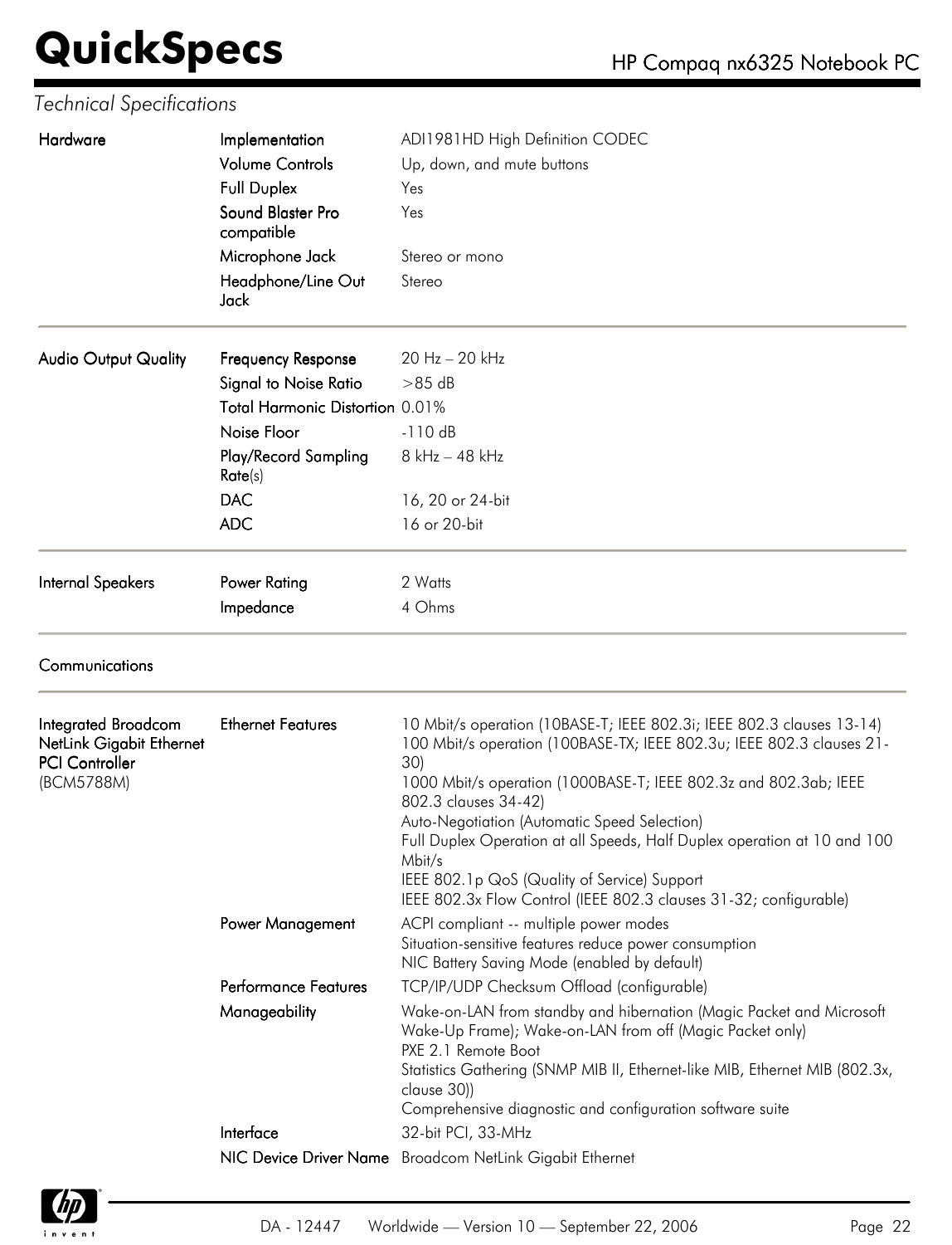*Technical Specifications*

| | | |
|---|---|---|
| **Hardware** | **Implementation** | ADI1981HD High Definition CODEC |
| | **Volume Controls** | Up, down, and mute buttons |
| | **Full Duplex** | Yes |
| | **Sound Blaster Pro compatible** | Yes |
| | **Microphone Jack** | Stereo or mono |
| | **Headphone/Line Out Jack** | Stereo |
| **Audio Output Quality** | **Frequency Response** | 20 Hz – 20 kHz |
| | **Signal to Noise Ratio** | >85 dB |
| | **Total Harmonic Distortion** | 0.01% |
| | **Noise Floor** | -110 dB |
| | **Play/Record Sampling Rate**(s) | 8 kHz – 48 kHz |
| | **DAC** | 16, 20 or 24-bit |
| | **ADC** | 16 or 20-bit |
| **Internal Speakers** | **Power Rating** | 2 Watts |
| | **Impedance** | 4 Ohms |

**Communications**

| | | |
|---|---|---|
| **Integrated Broadcom NetLink Gigabit Ethernet PCI Controller** (BCM5788M) | **Ethernet Features** | 10 Mbit/s operation (10BASE-T; IEEE 802.3i; IEEE 802.3 clauses 13-14)<br>100 Mbit/s operation (100BASE-TX; IEEE 802.3u; IEEE 802.3 clauses 21-30)<br>1000 Mbit/s operation (1000BASE-T; IEEE 802.3z and 802.3ab; IEEE 802.3 clauses 34-42)<br>Auto-Negotiation (Automatic Speed Selection)<br>Full Duplex Operation at all Speeds, Half Duplex operation at 10 and 100 Mbit/s<br>IEEE 802.1p QoS (Quality of Service) Support<br>IEEE 802.3x Flow Control (IEEE 802.3 clauses 31-32; configurable) |
| | **Power Management** | ACPI compliant -- multiple power modes<br>Situation-sensitive features reduce power consumption<br>NIC Battery Saving Mode (enabled by default) |
| | **Performance Features** | TCP/IP/UDP Checksum Offload (configurable) |
| | **Manageability** | Wake-on-LAN from standby and hibernation (Magic Packet and Microsoft Wake-Up Frame); Wake-on-LAN from off (Magic Packet only)<br>PXE 2.1 Remote Boot<br>Statistics Gathering (SNMP MIB II, Ethernet-like MIB, Ethernet MIB (802.3x, clause 30))<br>Comprehensive diagnostic and configuration software suite |
| | **Interface** | 32-bit PCI, 33-MHz |
| | **NIC Device Driver Name** | Broadcom NetLink Gigabit Ethernet |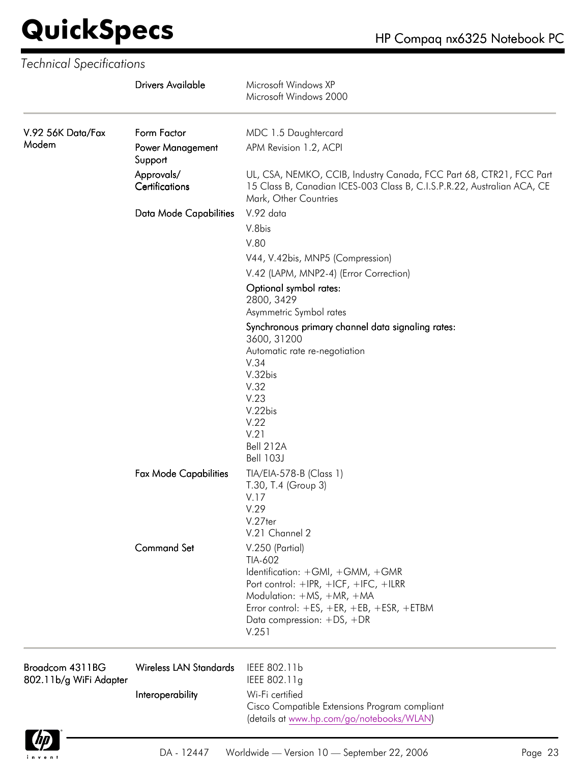*Technical Specifications*

| | | |
|---|---|---|
| | Drivers Available | Microsoft Windows XP<br>Microsoft Windows 2000 |
| V.92 56K Data/Fax Modem | Form Factor | MDC 1.5 Daughtercard |
| | Power Management Support | APM Revision 1.2, ACPI |
| | Approvals/ Certifications | UL, CSA, NEMKO, CCIB, Industry Canada, FCC Part 68, CTR21, FCC Part 15 Class B, Canadian ICES-003 Class B, C.I.S.P.R.22, Australian ACA, CE Mark, Other Countries |
| | Data Mode Capabilities | V.92 data<br>V.8bis<br>V.80<br>V44, V.42bis, MNP5 (Compression)<br>V.42 (LAPM, MNP2-4) (Error Correction)<br>Optional symbol rates:<br>2800, 3429<br>Asymmetric Symbol rates<br>Synchronous primary channel data signaling rates:<br>3600, 31200<br>Automatic rate re-negotiation<br>V.34<br>V.32bis<br>V.32<br>V.23<br>V.22bis<br>V.22<br>V.21<br>Bell 212A<br>Bell 103J |
| | Fax Mode Capabilities | TIA/EIA-578-B (Class 1)<br>T.30, T.4 (Group 3)<br>V.17<br>V.29<br>V.27ter<br>V.21 Channel 2 |
| | Command Set | V.250 (Partial)<br>TIA-602<br>Identification: +GMI, +GMM, +GMR<br>Port control: +IPR, +ICF, +IFC, +ILRR<br>Modulation: +MS, +MR, +MA<br>Error control: +ES, +ER, +EB, +ESR, +ETBM<br>Data compression: +DS, +DR<br>V.251 |
| Broadcom 4311BG 802.11b/g WiFi Adapter | Wireless LAN Standards | IEEE 802.11b<br>IEEE 802.11g |
| | Interoperability | Wi-Fi certified<br>Cisco Compatible Extensions Program compliant<br>(details at www.hp.com/go/notebooks/WLAN) |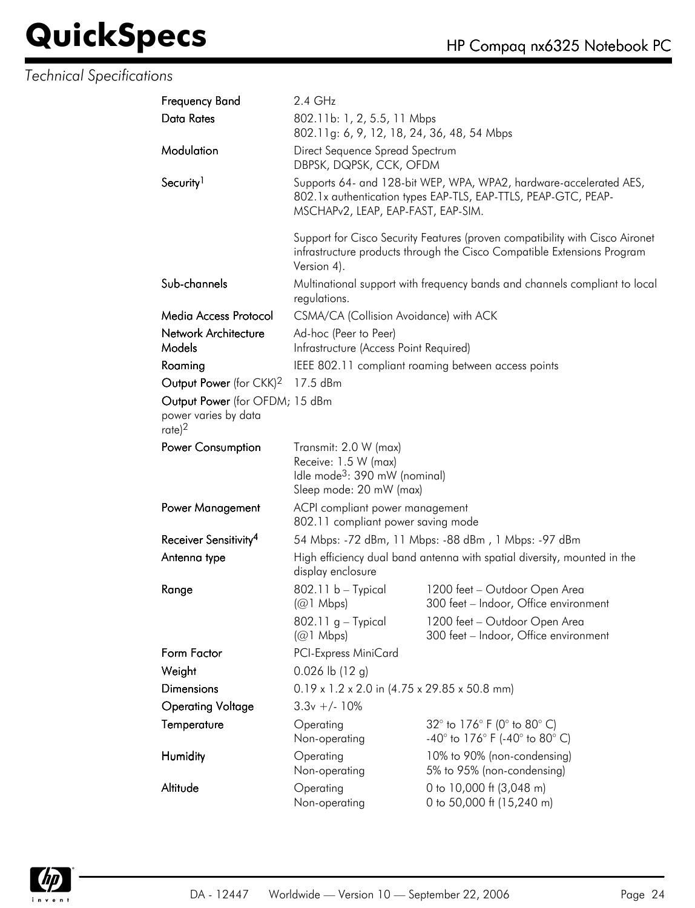*Technical Specifications*

| | | |
|---|---|---|
| **Frequency Band** | 2.4 GHz | |
| **Data Rates** | 802.11b: 1, 2, 5.5, 11 Mbps<br>802.11g: 6, 9, 12, 18, 24, 36, 48, 54 Mbps | |
| **Modulation** | Direct Sequence Spread Spectrum<br>DBPSK, DQPSK, CCK, OFDM | |
| **Security**[1] | Supports 64- and 128-bit WEP, WPA, WPA2, hardware-accelerated AES, 802.1x authentication types EAP-TLS, EAP-TTLS, PEAP-GTC, PEAP-MSCHAPv2, LEAP, EAP-FAST, EAP-SIM.<br><br>Support for Cisco Security Features (proven compatibility with Cisco Aironet infrastructure products through the Cisco Compatible Extensions Program Version 4). | |
| **Sub-channels** | Multinational support with frequency bands and channels compliant to local regulations. | |
| **Media Access Protocol** | CSMA/CA (Collision Avoidance) with ACK | |
| **Network Architecture Models** | Ad-hoc (Peer to Peer)<br>Infrastructure (Access Point Required) | |
| **Roaming** | IEEE 802.11 compliant roaming between access points | |
| **Output Power** (for CKK)[2] | 17.5 dBm | |
| **Output Power** (for OFDM; power varies by data rate)[2] | 15 dBm | |
| **Power Consumption** | Transmit: 2.0 W (max)<br>Receive: 1.5 W (max)<br>Idle mode[3]: 390 mW (nominal)<br>Sleep mode: 20 mW (max) | |
| **Power Management** | ACPI compliant power management<br>802.11 compliant power saving mode | |
| **Receiver Sensitivity**[4] | 54 Mbps: -72 dBm, 11 Mbps: -88 dBm , 1 Mbps: -97 dBm | |
| **Antenna type** | High efficiency dual band antenna with spatial diversity, mounted in the display enclosure | |
| **Range** | 802.11 b – Typical (@1 Mbps) | 1200 feet – Outdoor Open Area<br>300 feet – Indoor, Office environment |
| | 802.11 g – Typical (@1 Mbps) | 1200 feet – Outdoor Open Area<br>300 feet – Indoor, Office environment |
| **Form Factor** | PCI-Express MiniCard | |
| **Weight** | 0.026 lb (12 g) | |
| **Dimensions** | 0.19 x 1.2 x 2.0 in (4.75 x 29.85 x 50.8 mm) | |
| **Operating Voltage** | 3.3v +/- 10% | |
| **Temperature** | Operating<br>Non-operating | 32° to 176° F (0° to 80° C)<br>-40° to 176° F (-40° to 80° C) |
| **Humidity** | Operating<br>Non-operating | 10% to 90% (non-condensing)<br>5% to 95% (non-condensing) |
| **Altitude** | Operating<br>Non-operating | 0 to 10,000 ft (3,048 m)<br>0 to 50,000 ft (15,240 m) |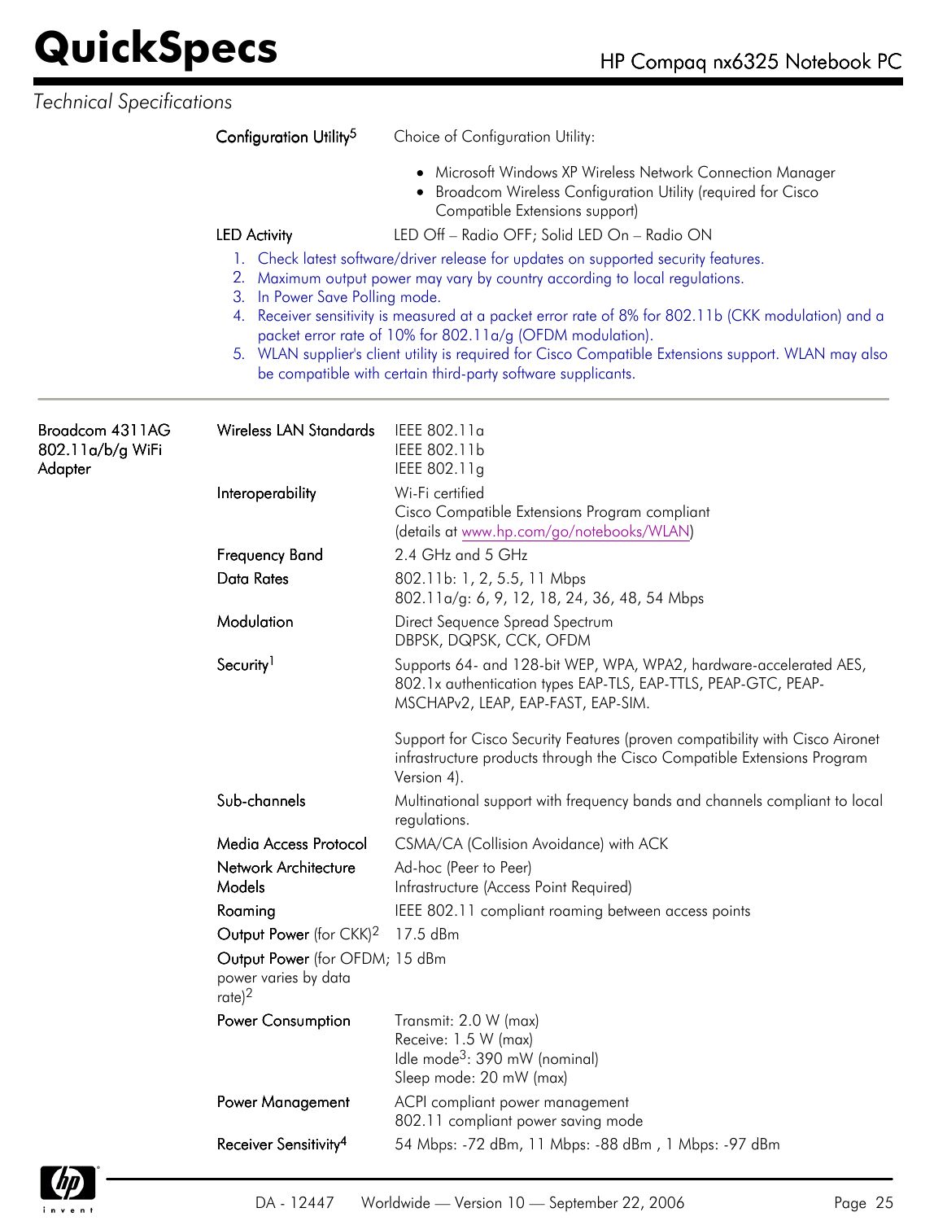*Technical Specifications*

| | | |
|---|---|---|
| | Configuration Utility[5] | Choice of Configuration Utility:<br>• Microsoft Windows XP Wireless Network Connection Manager<br>• Broadcom Wireless Configuration Utility (required for Cisco Compatible Extensions support) |
| | LED Activity | LED Off – Radio OFF; Solid LED On – Radio ON |

1. Check latest software/driver release for updates on supported security features.
2. Maximum output power may vary by country according to local regulations.
3. In Power Save Polling mode.
4. Receiver sensitivity is measured at a packet error rate of 8% for 802.11b (CKK modulation) and a packet error rate of 10% for 802.11a/g (OFDM modulation).
5. WLAN supplier's client utility is required for Cisco Compatible Extensions support. WLAN may also be compatible with certain third-party software supplicants.

---

| | | |
|---|---|---|
| Broadcom 4311AG 802.11a/b/g WiFi Adapter | Wireless LAN Standards | IEEE 802.11a<br>IEEE 802.11b<br>IEEE 802.11g |
| | Interoperability | Wi-Fi certified<br>Cisco Compatible Extensions Program compliant<br>(details at www.hp.com/go/notebooks/WLAN) |
| | Frequency Band | 2.4 GHz and 5 GHz |
| | Data Rates | 802.11b: 1, 2, 5.5, 11 Mbps<br>802.11a/g: 6, 9, 12, 18, 24, 36, 48, 54 Mbps |
| | Modulation | Direct Sequence Spread Spectrum<br>DBPSK, DQPSK, CCK, OFDM |
| | Security[1] | Supports 64- and 128-bit WEP, WPA, WPA2, hardware-accelerated AES, 802.1x authentication types EAP-TLS, EAP-TTLS, PEAP-GTC, PEAP-MSCHAPv2, LEAP, EAP-FAST, EAP-SIM.<br><br>Support for Cisco Security Features (proven compatibility with Cisco Aironet infrastructure products through the Cisco Compatible Extensions Program Version 4). |
| | Sub-channels | Multinational support with frequency bands and channels compliant to local regulations. |
| | Media Access Protocol | CSMA/CA (Collision Avoidance) with ACK |
| | Network Architecture Models | Ad-hoc (Peer to Peer)<br>Infrastructure (Access Point Required) |
| | Roaming | IEEE 802.11 compliant roaming between access points |
| | Output Power (for CKK)[2] | 17.5 dBm |
| | Output Power (for OFDM; power varies by data rate)[2] | 15 dBm |
| | Power Consumption | Transmit: 2.0 W (max)<br>Receive: 1.5 W (max)<br>Idle mode[3]: 390 mW (nominal)<br>Sleep mode: 20 mW (max) |
| | Power Management | ACPI compliant power management<br>802.11 compliant power saving mode |
| | Receiver Sensitivity[4] | 54 Mbps: -72 dBm, 11 Mbps: -88 dBm , 1 Mbps: -97 dBm |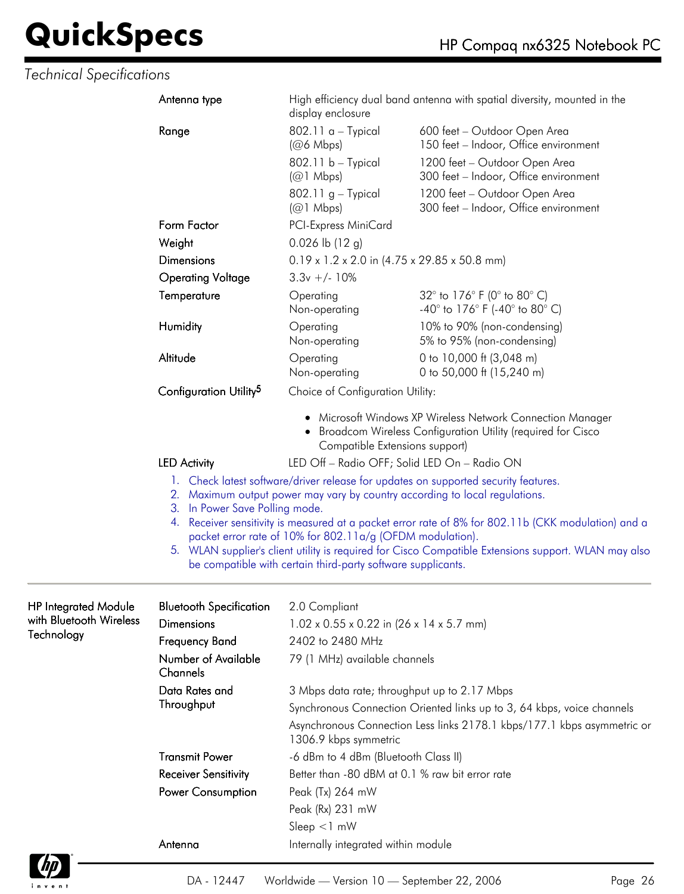*Technical Specifications*

| | | |
|---|---|---|
| Antenna type | High efficiency dual band antenna with spatial diversity, mounted in the display enclosure | |
| Range | 802.11 a – Typical (@6 Mbps) | 600 feet – Outdoor Open Area<br>150 feet – Indoor, Office environment |
| | 802.11 b – Typical (@1 Mbps) | 1200 feet – Outdoor Open Area<br>300 feet – Indoor, Office environment |
| | 802.11 g – Typical (@1 Mbps) | 1200 feet – Outdoor Open Area<br>300 feet – Indoor, Office environment |
| Form Factor | PCI-Express MiniCard | |
| Weight | 0.026 lb (12 g) | |
| Dimensions | 0.19 x 1.2 x 2.0 in (4.75 x 29.85 x 50.8 mm) | |
| Operating Voltage | 3.3v +/- 10% | |
| Temperature | Operating<br>Non-operating | 32° to 176° F (0° to 80° C)<br>-40° to 176° F (-40° to 80° C) |
| Humidity | Operating<br>Non-operating | 10% to 90% (non-condensing)<br>5% to 95% (non-condensing) |
| Altitude | Operating<br>Non-operating | 0 to 10,000 ft (3,048 m)<br>0 to 50,000 ft (15,240 m) |
| Configuration Utility[5] | Choice of Configuration Utility:<br>• Microsoft Windows XP Wireless Network Connection Manager<br>• Broadcom Wireless Configuration Utility (required for Cisco Compatible Extensions support) | |
| LED Activity | LED Off – Radio OFF; Solid LED On – Radio ON | |

1. Check latest software/driver release for updates on supported security features.
2. Maximum output power may vary by country according to local regulations.
3. In Power Save Polling mode.
4. Receiver sensitivity is measured at a packet error rate of 8% for 802.11b (CKK modulation) and a packet error rate of 10% for 802.11a/g (OFDM modulation).
5. WLAN supplier's client utility is required for Cisco Compatible Extensions support. WLAN may also be compatible with certain third-party software supplicants.

---

**HP Integrated Module with Bluetooth Wireless Technology**

| | |
|---|---|
| Bluetooth Specification | 2.0 Compliant |
| Dimensions | 1.02 x 0.55 x 0.22 in (26 x 14 x 5.7 mm) |
| Frequency Band | 2402 to 2480 MHz |
| Number of Available Channels | 79 (1 MHz) available channels |
| Data Rates and Throughput | 3 Mbps data rate; throughput up to 2.17 Mbps<br>Synchronous Connection Oriented links up to 3, 64 kbps, voice channels<br>Asynchronous Connection Less links 2178.1 kbps/177.1 kbps asymmetric or 1306.9 kbps symmetric |
| Transmit Power | -6 dBm to 4 dBm (Bluetooth Class II) |
| Receiver Sensitivity | Better than -80 dBM at 0.1 % raw bit error rate |
| Power Consumption | Peak (Tx) 264 mW<br>Peak (Rx) 231 mW<br>Sleep <1 mW |
| Antenna | Internally integrated within module |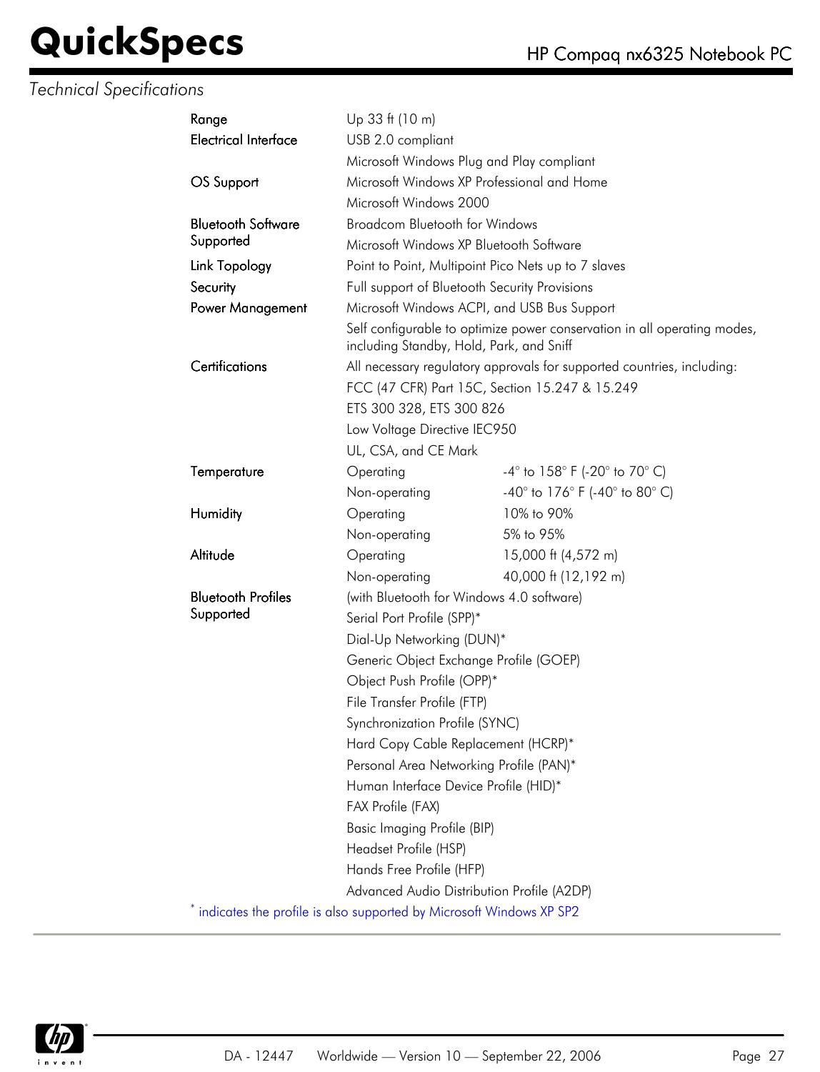*Technical Specifications*

| | | |
|---|---|---|
| Range | Up 33 ft (10 m) | |
| Electrical Interface | USB 2.0 compliant | |
| | Microsoft Windows Plug and Play compliant | |
| OS Support | Microsoft Windows XP Professional and Home | |
| | Microsoft Windows 2000 | |
| Bluetooth Software Supported | Broadcom Bluetooth for Windows | |
| | Microsoft Windows XP Bluetooth Software | |
| Link Topology | Point to Point, Multipoint Pico Nets up to 7 slaves | |
| Security | Full support of Bluetooth Security Provisions | |
| Power Management | Microsoft Windows ACPI, and USB Bus Support | |
| | Self configurable to optimize power conservation in all operating modes, including Standby, Hold, Park, and Sniff | |
| Certifications | All necessary regulatory approvals for supported countries, including: | |
| | FCC (47 CFR) Part 15C, Section 15.247 & 15.249 | |
| | ETS 300 328, ETS 300 826 | |
| | Low Voltage Directive IEC950 | |
| | UL, CSA, and CE Mark | |
| Temperature | Operating | -4° to 158° F (-20° to 70° C) |
| | Non-operating | -40° to 176° F (-40° to 80° C) |
| Humidity | Operating | 10% to 90% |
| | Non-operating | 5% to 95% |
| Altitude | Operating | 15,000 ft (4,572 m) |
| | Non-operating | 40,000 ft (12,192 m) |
| Bluetooth Profiles Supported | (with Bluetooth for Windows 4.0 software) | |
| | Serial Port Profile (SPP)* | |
| | Dial-Up Networking (DUN)* | |
| | Generic Object Exchange Profile (GOEP) | |
| | Object Push Profile (OPP)* | |
| | File Transfer Profile (FTP) | |
| | Synchronization Profile (SYNC) | |
| | Hard Copy Cable Replacement (HCRP)* | |
| | Personal Area Networking Profile (PAN)* | |
| | Human Interface Device Profile (HID)* | |
| | FAX Profile (FAX) | |
| | Basic Imaging Profile (BIP) | |
| | Headset Profile (HSP) | |
| | Hands Free Profile (HFP) | |
| | Advanced Audio Distribution Profile (A2DP) | |

* indicates the profile is also supported by Microsoft Windows XP SP2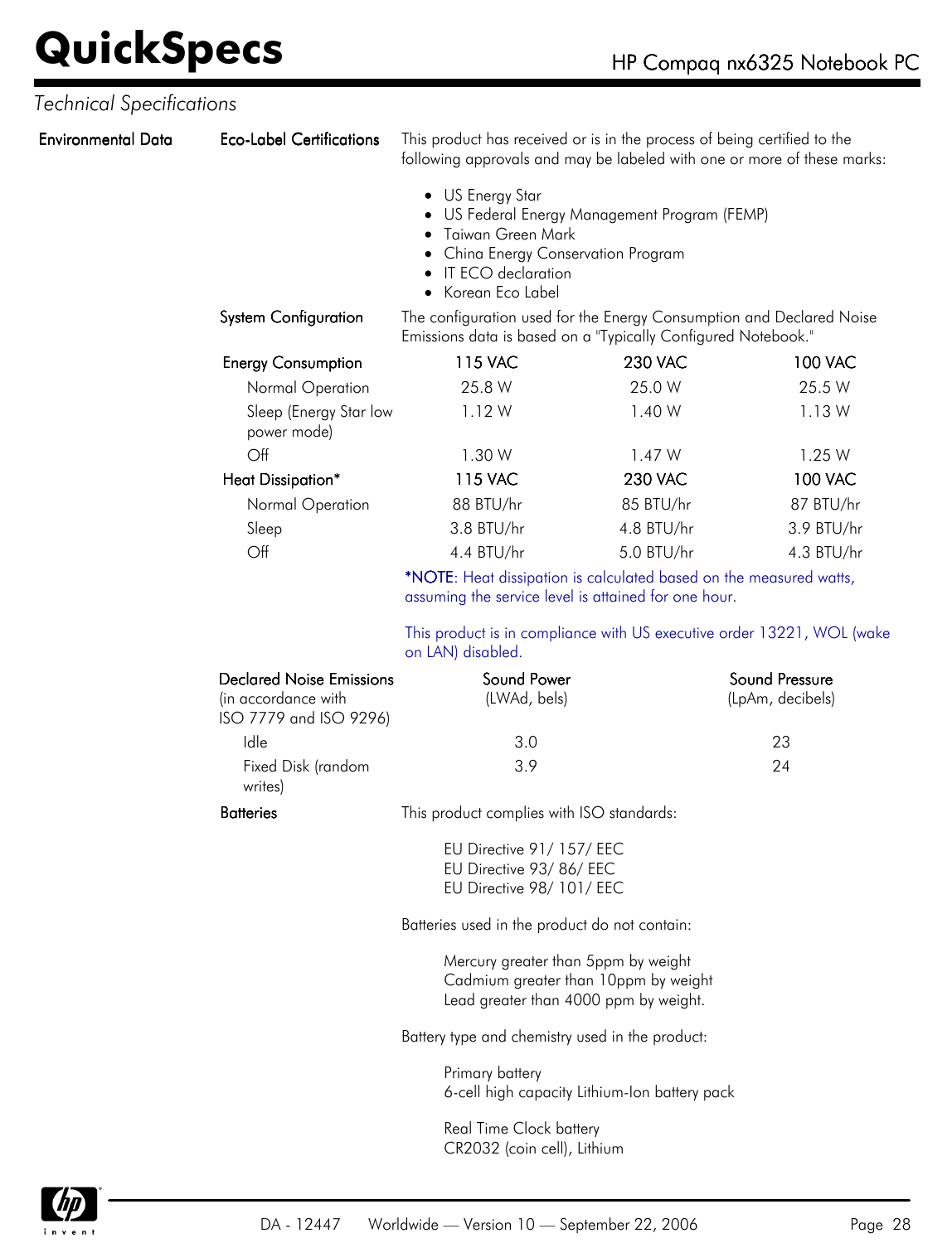## Technical Specifications

### Environmental Data

**Eco-Label Certifications**

This product has received or is in the process of being certified to the following approvals and may be labeled with one or more of these marks:

- US Energy Star
- US Federal Energy Management Program (FEMP)
- Taiwan Green Mark
- China Energy Conservation Program
- IT ECO declaration
- Korean Eco Label

**System Configuration**

The configuration used for the Energy Consumption and Declared Noise Emissions data is based on a "Typically Configured Notebook."

| Energy Consumption | 115 VAC | 230 VAC | 100 VAC |
|---|---|---|---|
| Normal Operation | 25.8 W | 25.0 W | 25.5 W |
| Sleep (Energy Star low power mode) | 1.12 W | 1.40 W | 1.13 W |
| Off | 1.30 W | 1.47 W | 1.25 W |

| Heat Dissipation* | 115 VAC | 230 VAC | 100 VAC |
|---|---|---|---|
| Normal Operation | 88 BTU/hr | 85 BTU/hr | 87 BTU/hr |
| Sleep | 3.8 BTU/hr | 4.8 BTU/hr | 3.9 BTU/hr |
| Off | 4.4 BTU/hr | 5.0 BTU/hr | 4.3 BTU/hr |

*NOTE: Heat dissipation is calculated based on the measured watts, assuming the service level is attained for one hour.

This product is in compliance with US executive order 13221, WOL (wake on LAN) disabled.

| Declared Noise Emissions (in accordance with ISO 7779 and ISO 9296) | Sound Power (LWAd, bels) | Sound Pressure (LpAm, decibels) |
|---|---|---|
| Idle | 3.0 | 23 |
| Fixed Disk (random writes) | 3.9 | 24 |

**Batteries**

This product complies with ISO standards:

EU Directive 91/ 157/ EEC
EU Directive 93/ 86/ EEC
EU Directive 98/ 101/ EEC

Batteries used in the product do not contain:

Mercury greater than 5ppm by weight
Cadmium greater than 10ppm by weight
Lead greater than 4000 ppm by weight.

Battery type and chemistry used in the product:

Primary battery
6-cell high capacity Lithium-Ion battery pack

Real Time Clock battery
CR2032 (coin cell), Lithium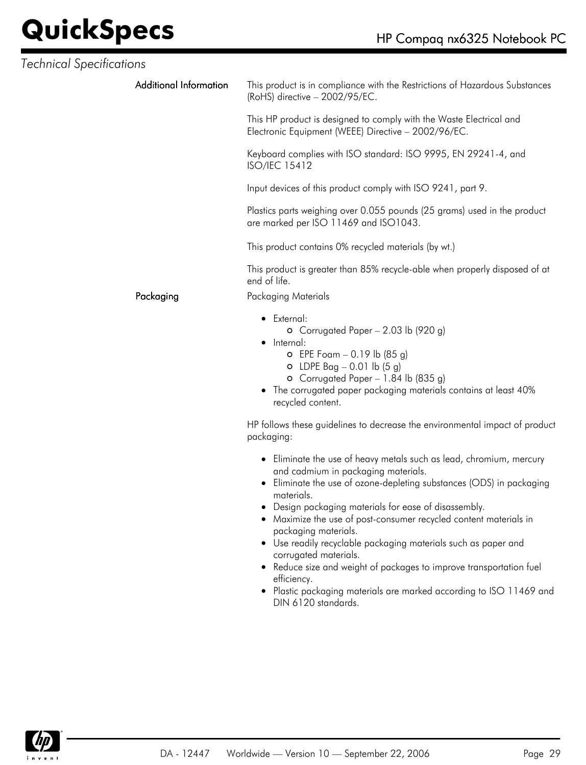*Technical Specifications*

**Additional Information**

This product is in compliance with the Restrictions of Hazardous Substances (RoHS) directive – 2002/95/EC.

This HP product is designed to comply with the Waste Electrical and Electronic Equipment (WEEE) Directive – 2002/96/EC.

Keyboard complies with ISO standard: ISO 9995, EN 29241-4, and ISO/IEC 15412

Input devices of this product comply with ISO 9241, part 9.

Plastics parts weighing over 0.055 pounds (25 grams) used in the product are marked per ISO 11469 and ISO1043.

This product contains 0% recycled materials (by wt.)

This product is greater than 85% recycle-able when properly disposed of at end of life.

**Packaging**

Packaging Materials

- External:
  - Corrugated Paper – 2.03 lb (920 g)
- Internal:
  - EPE Foam – 0.19 lb (85 g)
  - LDPE Bag – 0.01 lb (5 g)
  - Corrugated Paper – 1.84 lb (835 g)
- The corrugated paper packaging materials contains at least 40% recycled content.

HP follows these guidelines to decrease the environmental impact of product packaging:

- Eliminate the use of heavy metals such as lead, chromium, mercury and cadmium in packaging materials.
- Eliminate the use of ozone-depleting substances (ODS) in packaging materials.
- Design packaging materials for ease of disassembly.
- Maximize the use of post-consumer recycled content materials in packaging materials.
- Use readily recyclable packaging materials such as paper and corrugated materials.
- Reduce size and weight of packages to improve transportation fuel efficiency.
- Plastic packaging materials are marked according to ISO 11469 and DIN 6120 standards.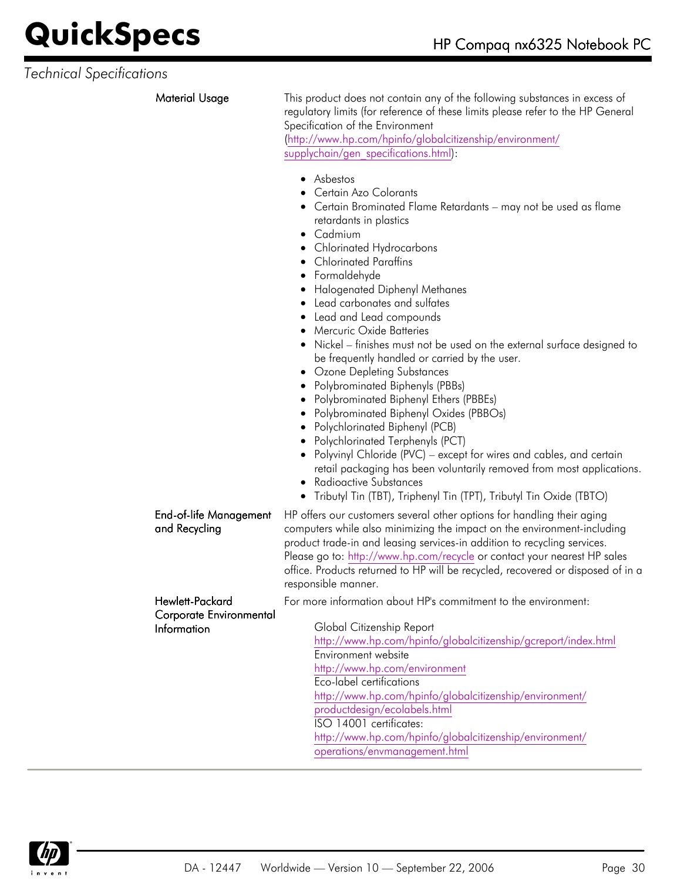*Technical Specifications*

**Material Usage**

This product does not contain any of the following substances in excess of regulatory limits (for reference of these limits please refer to the HP General Specification of the Environment (http://www.hp.com/hpinfo/globalcitizenship/environment/supplychain/gen_specifications.html):

- Asbestos
- Certain Azo Colorants
- Certain Brominated Flame Retardants – may not be used as flame retardants in plastics
- Cadmium
- Chlorinated Hydrocarbons
- Chlorinated Paraffins
- Formaldehyde
- Halogenated Diphenyl Methanes
- Lead carbonates and sulfates
- Lead and Lead compounds
- Mercuric Oxide Batteries
- Nickel – finishes must not be used on the external surface designed to be frequently handled or carried by the user.
- Ozone Depleting Substances
- Polybrominated Biphenyls (PBBs)
- Polybrominated Biphenyl Ethers (PBBEs)
- Polybrominated Biphenyl Oxides (PBBOs)
- Polychlorinated Biphenyl (PCB)
- Polychlorinated Terphenyls (PCT)
- Polyvinyl Chloride (PVC) – except for wires and cables, and certain retail packaging has been voluntarily removed from most applications.
- Radioactive Substances
- Tributyl Tin (TBT), Triphenyl Tin (TPT), Tributyl Tin Oxide (TBTO)

**End-of-life Management and Recycling**

HP offers our customers several other options for handling their aging computers while also minimizing the impact on the environment-including product trade-in and leasing services-in addition to recycling services. Please go to: http://www.hp.com/recycle or contact your nearest HP sales office. Products returned to HP will be recycled, recovered or disposed of in a responsible manner.

**Hewlett-Packard Corporate Environmental Information**

For more information about HP's commitment to the environment:

Global Citizenship Report
http://www.hp.com/hpinfo/globalcitizenship/gcreport/index.html
Environment website
http://www.hp.com/environment
Eco-label certifications
http://www.hp.com/hpinfo/globalcitizenship/environment/productdesign/ecolabels.html
ISO 14001 certificates:
http://www.hp.com/hpinfo/globalcitizenship/environment/operations/envmanagement.html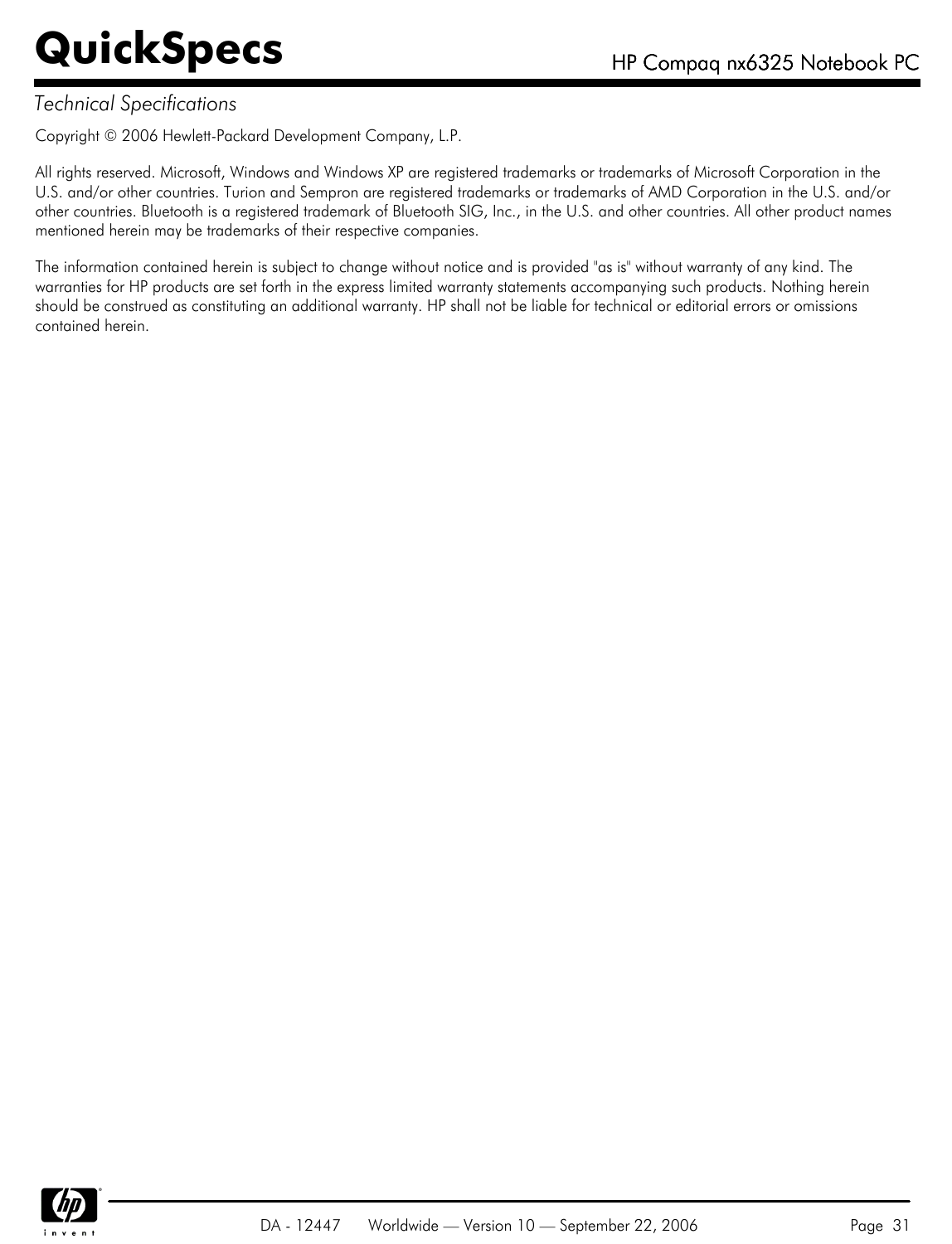*Technical Specifications*

Copyright © 2006 Hewlett-Packard Development Company, L.P.

All rights reserved. Microsoft, Windows and Windows XP are registered trademarks or trademarks of Microsoft Corporation in the U.S. and/or other countries. Turion and Sempron are registered trademarks or trademarks of AMD Corporation in the U.S. and/or other countries. Bluetooth is a registered trademark of Bluetooth SIG, Inc., in the U.S. and other countries. All other product names mentioned herein may be trademarks of their respective companies.

The information contained herein is subject to change without notice and is provided "as is" without warranty of any kind. The warranties for HP products are set forth in the express limited warranty statements accompanying such products. Nothing herein should be construed as constituting an additional warranty. HP shall not be liable for technical or editorial errors or omissions contained herein.